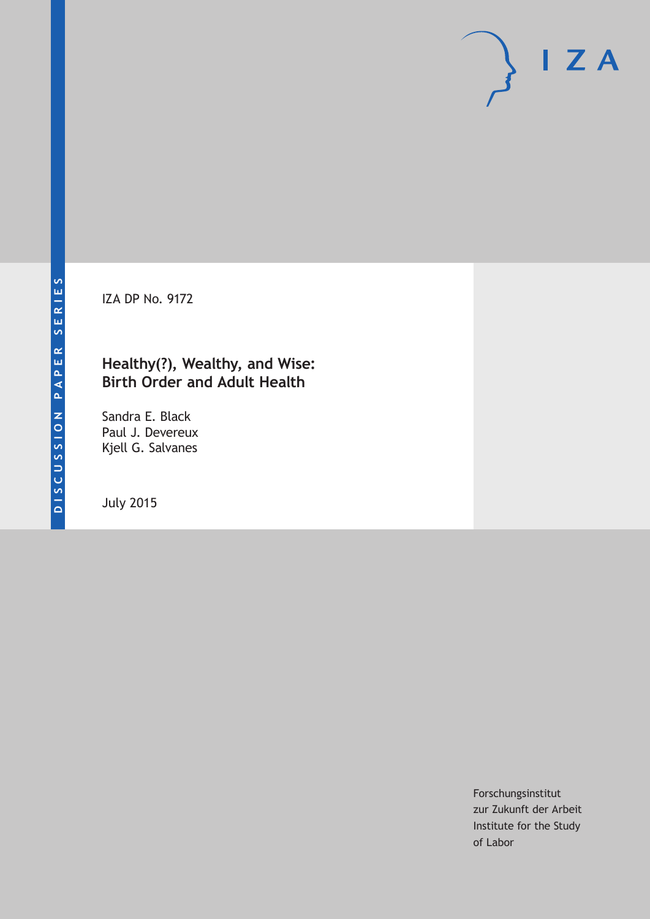DISCUSSION PAPER SERIES

IZA DP No. 9172

# Healthy(?), Wealthy, and Wise: Birth Order and Adult Health

Sandra E. Black
Paul J. Devereux
Kjell G. Salvanes

July 2015

Forschungsinstitut
zur Zukunft der Arbeit
Institute for the Study
of Labor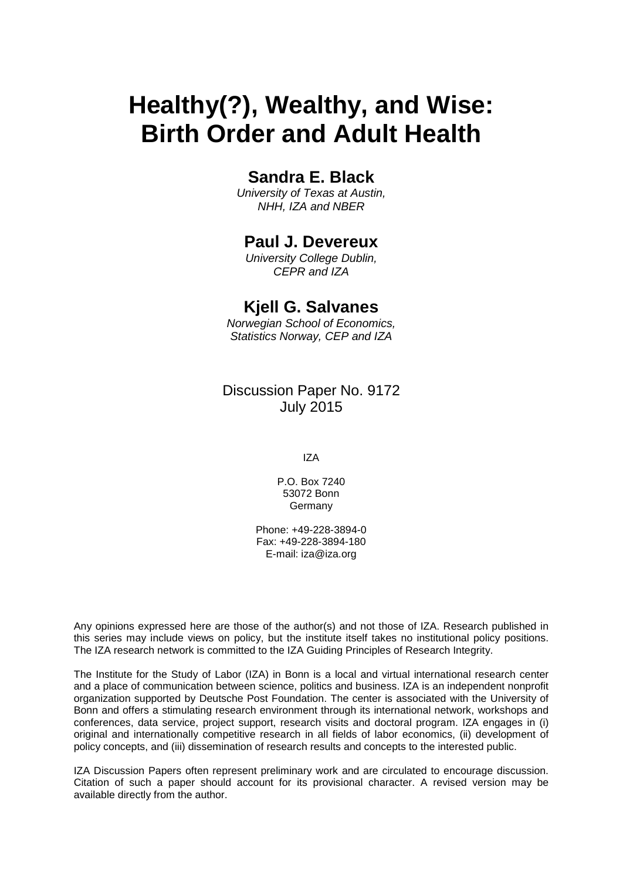# Healthy(?), Wealthy, and Wise: Birth Order and Adult Health

## Sandra E. Black

*University of Texas at Austin, NHH, IZA and NBER*

## Paul J. Devereux

*University College Dublin, CEPR and IZA*

## Kjell G. Salvanes

*Norwegian School of Economics, Statistics Norway, CEP and IZA*

Discussion Paper No. 9172
July 2015

IZA

P.O. Box 7240
53072 Bonn
Germany

Phone: +49-228-3894-0
Fax: +49-228-3894-180
E-mail: iza@iza.org

Any opinions expressed here are those of the author(s) and not those of IZA. Research published in this series may include views on policy, but the institute itself takes no institutional policy positions. The IZA research network is committed to the IZA Guiding Principles of Research Integrity.

The Institute for the Study of Labor (IZA) in Bonn is a local and virtual international research center and a place of communication between science, politics and business. IZA is an independent nonprofit organization supported by Deutsche Post Foundation. The center is associated with the University of Bonn and offers a stimulating research environment through its international network, workshops and conferences, data service, project support, research visits and doctoral program. IZA engages in (i) original and internationally competitive research in all fields of labor economics, (ii) development of policy concepts, and (iii) dissemination of research results and concepts to the interested public.

IZA Discussion Papers often represent preliminary work and are circulated to encourage discussion. Citation of such a paper should account for its provisional character. A revised version may be available directly from the author.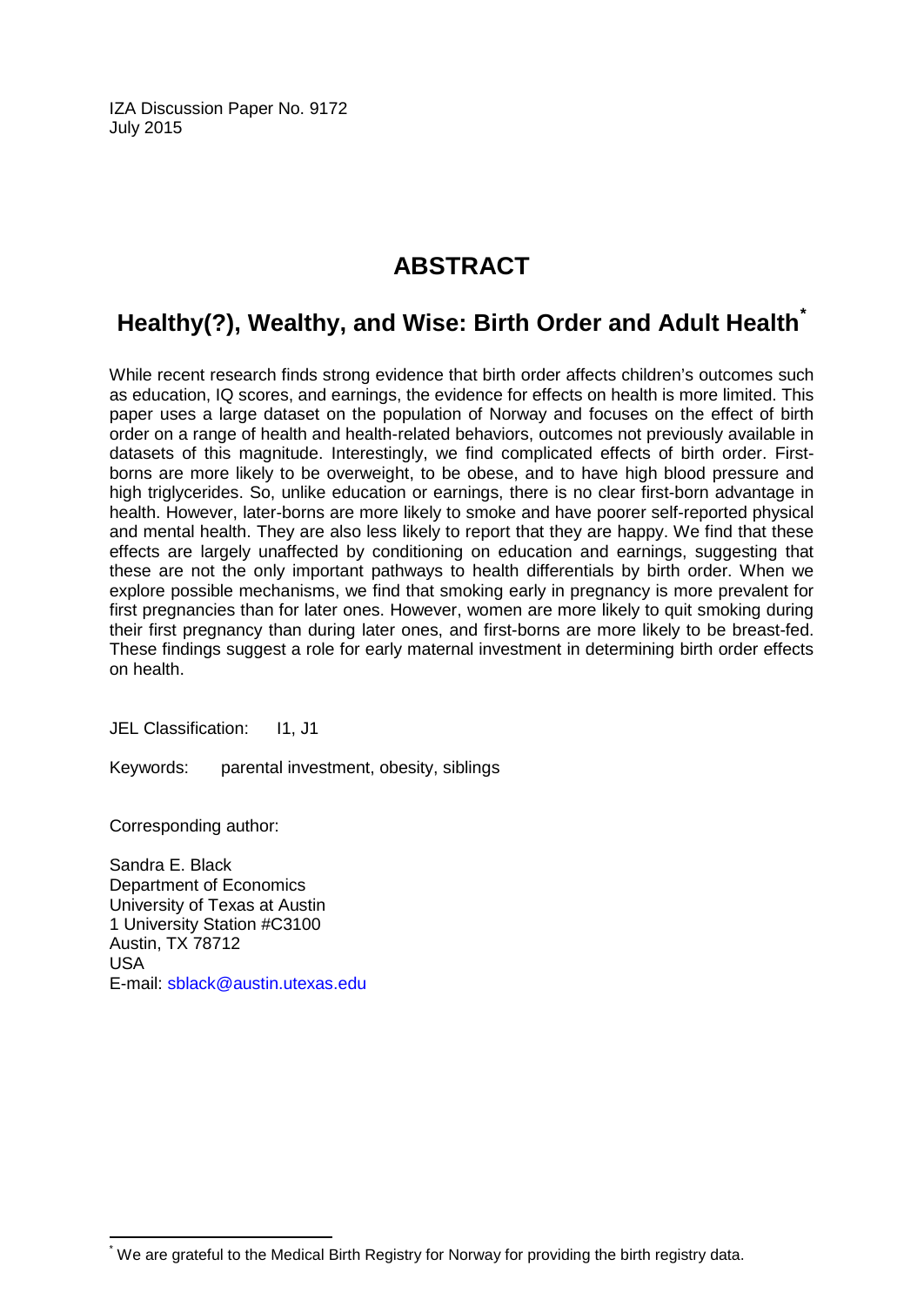IZA Discussion Paper No. 9172
July 2015

# ABSTRACT

## Healthy(?), Wealthy, and Wise: Birth Order and Adult Health[*]

While recent research finds strong evidence that birth order affects children's outcomes such as education, IQ scores, and earnings, the evidence for effects on health is more limited. This paper uses a large dataset on the population of Norway and focuses on the effect of birth order on a range of health and health-related behaviors, outcomes not previously available in datasets of this magnitude. Interestingly, we find complicated effects of birth order. First-borns are more likely to be overweight, to be obese, and to have high blood pressure and high triglycerides. So, unlike education or earnings, there is no clear first-born advantage in health. However, later-borns are more likely to smoke and have poorer self-reported physical and mental health. They are also less likely to report that they are happy. We find that these effects are largely unaffected by conditioning on education and earnings, suggesting that these are not the only important pathways to health differentials by birth order. When we explore possible mechanisms, we find that smoking early in pregnancy is more prevalent for first pregnancies than for later ones. However, women are more likely to quit smoking during their first pregnancy than during later ones, and first-borns are more likely to be breast-fed. These findings suggest a role for early maternal investment in determining birth order effects on health.

JEL Classification: I1, J1

Keywords: parental investment, obesity, siblings

Corresponding author:

Sandra E. Black
Department of Economics
University of Texas at Austin
1 University Station #C3100
Austin, TX 78712
USA
E-mail: sblack@austin.utexas.edu

[*] We are grateful to the Medical Birth Registry for Norway for providing the birth registry data.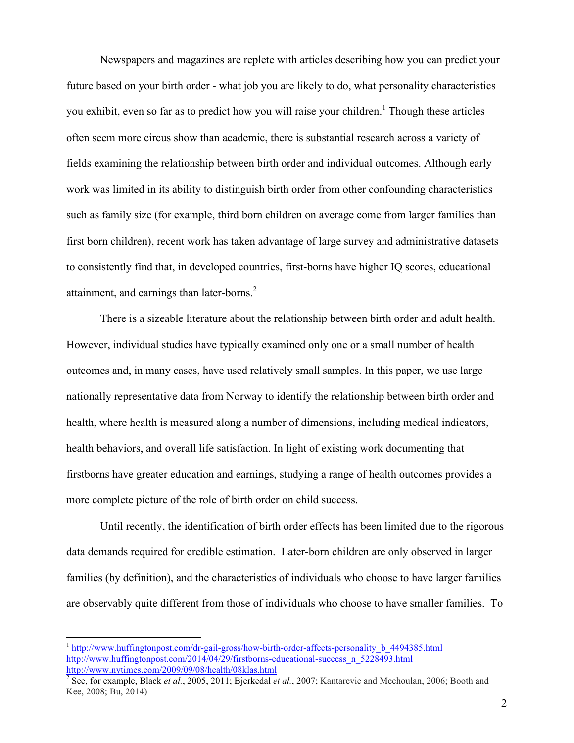Newspapers and magazines are replete with articles describing how you can predict your future based on your birth order - what job you are likely to do, what personality characteristics you exhibit, even so far as to predict how you will raise your children.[1] Though these articles often seem more circus show than academic, there is substantial research across a variety of fields examining the relationship between birth order and individual outcomes. Although early work was limited in its ability to distinguish birth order from other confounding characteristics such as family size (for example, third born children on average come from larger families than first born children), recent work has taken advantage of large survey and administrative datasets to consistently find that, in developed countries, first-borns have higher IQ scores, educational attainment, and earnings than later-borns.[2]

There is a sizeable literature about the relationship between birth order and adult health. However, individual studies have typically examined only one or a small number of health outcomes and, in many cases, have used relatively small samples. In this paper, we use large nationally representative data from Norway to identify the relationship between birth order and health, where health is measured along a number of dimensions, including medical indicators, health behaviors, and overall life satisfaction. In light of existing work documenting that firstborns have greater education and earnings, studying a range of health outcomes provides a more complete picture of the role of birth order on child success.

Until recently, the identification of birth order effects has been limited due to the rigorous data demands required for credible estimation. Later-born children are only observed in larger families (by definition), and the characteristics of individuals who choose to have larger families are observably quite different from those of individuals who choose to have smaller families. To

---

[1] http://www.huffingtonpost.com/dr-gail-gross/how-birth-order-affects-personality_b_4494385.html
http://www.huffingtonpost.com/2014/04/29/firstborns-educational-success_n_5228493.html
http://www.nytimes.com/2009/09/08/health/08klas.html

[2] See, for example, Black *et al.*, 2005, 2011; Bjerkedal *et al.*, 2007; Kantarevic and Mechoulan, 2006; Booth and Kee, 2008; Bu, 2014)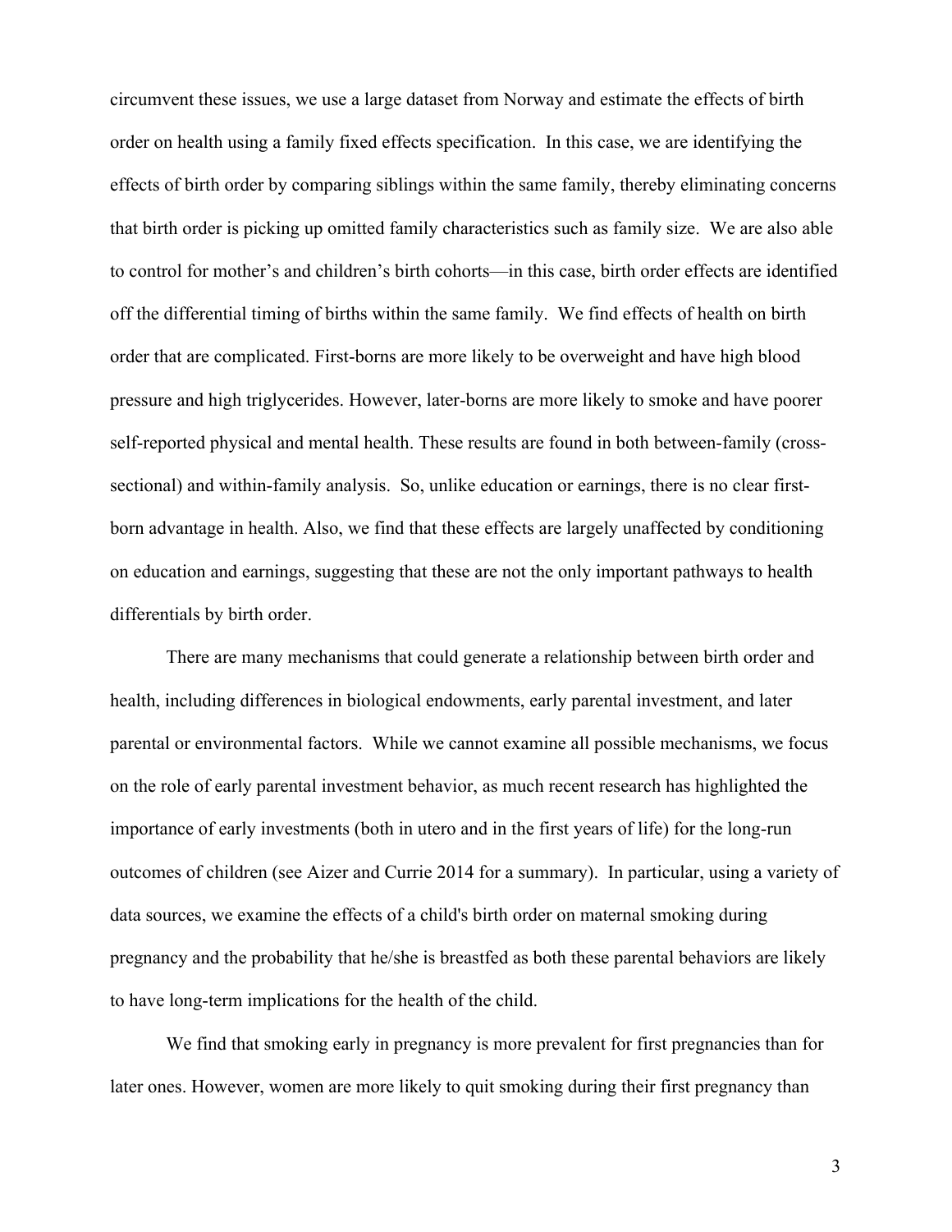circumvent these issues, we use a large dataset from Norway and estimate the effects of birth order on health using a family fixed effects specification. In this case, we are identifying the effects of birth order by comparing siblings within the same family, thereby eliminating concerns that birth order is picking up omitted family characteristics such as family size. We are also able to control for mother's and children's birth cohorts—in this case, birth order effects are identified off the differential timing of births within the same family. We find effects of health on birth order that are complicated. First-borns are more likely to be overweight and have high blood pressure and high triglycerides. However, later-borns are more likely to smoke and have poorer self-reported physical and mental health. These results are found in both between-family (cross-sectional) and within-family analysis. So, unlike education or earnings, there is no clear first-born advantage in health. Also, we find that these effects are largely unaffected by conditioning on education and earnings, suggesting that these are not the only important pathways to health differentials by birth order.

There are many mechanisms that could generate a relationship between birth order and health, including differences in biological endowments, early parental investment, and later parental or environmental factors. While we cannot examine all possible mechanisms, we focus on the role of early parental investment behavior, as much recent research has highlighted the importance of early investments (both in utero and in the first years of life) for the long-run outcomes of children (see Aizer and Currie 2014 for a summary). In particular, using a variety of data sources, we examine the effects of a child's birth order on maternal smoking during pregnancy and the probability that he/she is breastfed as both these parental behaviors are likely to have long-term implications for the health of the child.

We find that smoking early in pregnancy is more prevalent for first pregnancies than for later ones. However, women are more likely to quit smoking during their first pregnancy than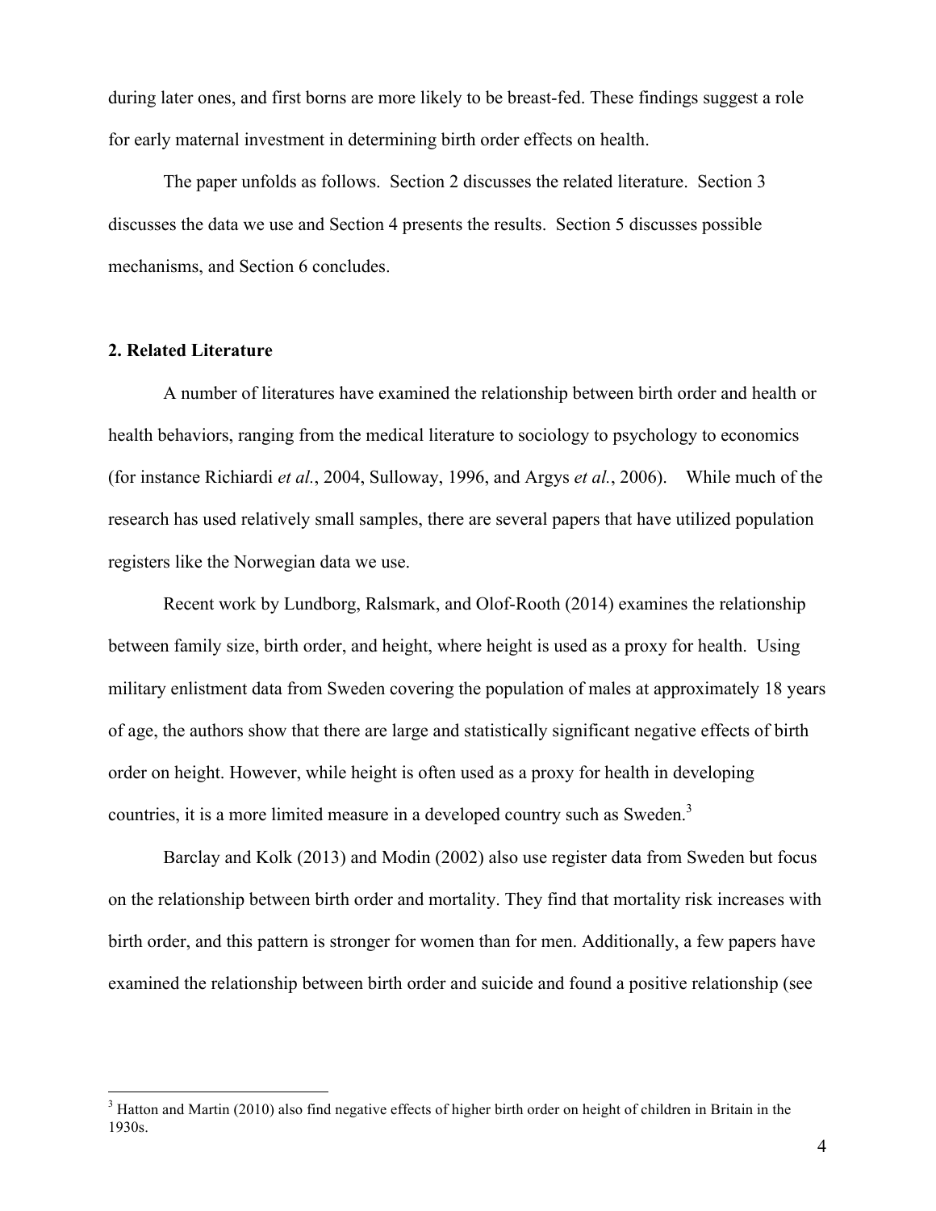during later ones, and first borns are more likely to be breast-fed. These findings suggest a role for early maternal investment in determining birth order effects on health.

The paper unfolds as follows. Section 2 discusses the related literature. Section 3 discusses the data we use and Section 4 presents the results. Section 5 discusses possible mechanisms, and Section 6 concludes.

## 2. Related Literature

A number of literatures have examined the relationship between birth order and health or health behaviors, ranging from the medical literature to sociology to psychology to economics (for instance Richiardi *et al.*, 2004, Sulloway, 1996, and Argys *et al.*, 2006). While much of the research has used relatively small samples, there are several papers that have utilized population registers like the Norwegian data we use.

Recent work by Lundborg, Ralsmark, and Olof-Rooth (2014) examines the relationship between family size, birth order, and height, where height is used as a proxy for health. Using military enlistment data from Sweden covering the population of males at approximately 18 years of age, the authors show that there are large and statistically significant negative effects of birth order on height. However, while height is often used as a proxy for health in developing countries, it is a more limited measure in a developed country such as Sweden.[3]

Barclay and Kolk (2013) and Modin (2002) also use register data from Sweden but focus on the relationship between birth order and mortality. They find that mortality risk increases with birth order, and this pattern is stronger for women than for men. Additionally, a few papers have examined the relationship between birth order and suicide and found a positive relationship (see

[3] Hatton and Martin (2010) also find negative effects of higher birth order on height of children in Britain in the 1930s.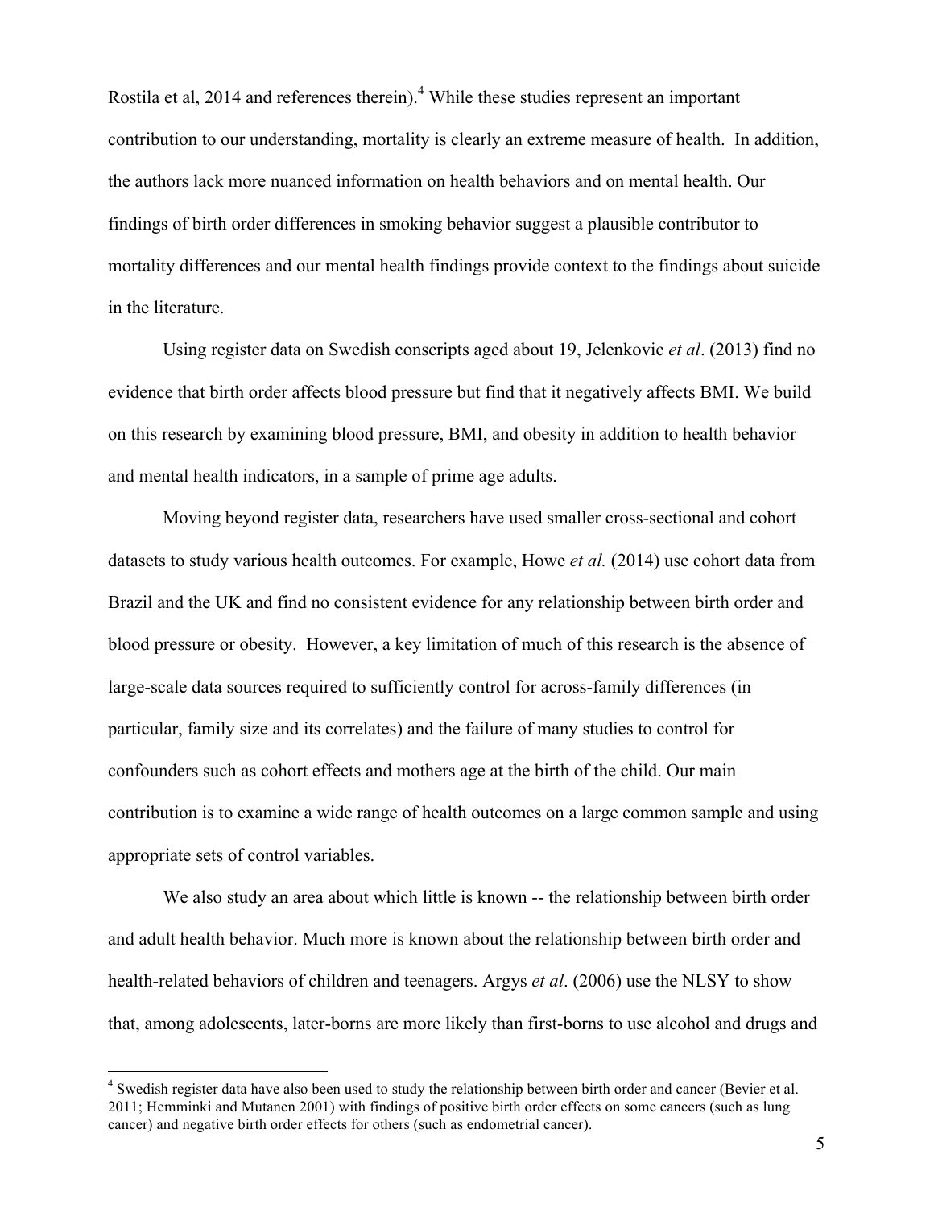Rostila et al, 2014 and references therein).[4] While these studies represent an important contribution to our understanding, mortality is clearly an extreme measure of health. In addition, the authors lack more nuanced information on health behaviors and on mental health. Our findings of birth order differences in smoking behavior suggest a plausible contributor to mortality differences and our mental health findings provide context to the findings about suicide in the literature.

Using register data on Swedish conscripts aged about 19, Jelenkovic *et al*. (2013) find no evidence that birth order affects blood pressure but find that it negatively affects BMI. We build on this research by examining blood pressure, BMI, and obesity in addition to health behavior and mental health indicators, in a sample of prime age adults.

Moving beyond register data, researchers have used smaller cross-sectional and cohort datasets to study various health outcomes. For example, Howe *et al.* (2014) use cohort data from Brazil and the UK and find no consistent evidence for any relationship between birth order and blood pressure or obesity. However, a key limitation of much of this research is the absence of large-scale data sources required to sufficiently control for across-family differences (in particular, family size and its correlates) and the failure of many studies to control for confounders such as cohort effects and mothers age at the birth of the child. Our main contribution is to examine a wide range of health outcomes on a large common sample and using appropriate sets of control variables.

We also study an area about which little is known -- the relationship between birth order and adult health behavior. Much more is known about the relationship between birth order and health-related behaviors of children and teenagers. Argys *et al*. (2006) use the NLSY to show that, among adolescents, later-borns are more likely than first-borns to use alcohol and drugs and

[4] Swedish register data have also been used to study the relationship between birth order and cancer (Bevier et al. 2011; Hemminki and Mutanen 2001) with findings of positive birth order effects on some cancers (such as lung cancer) and negative birth order effects for others (such as endometrial cancer).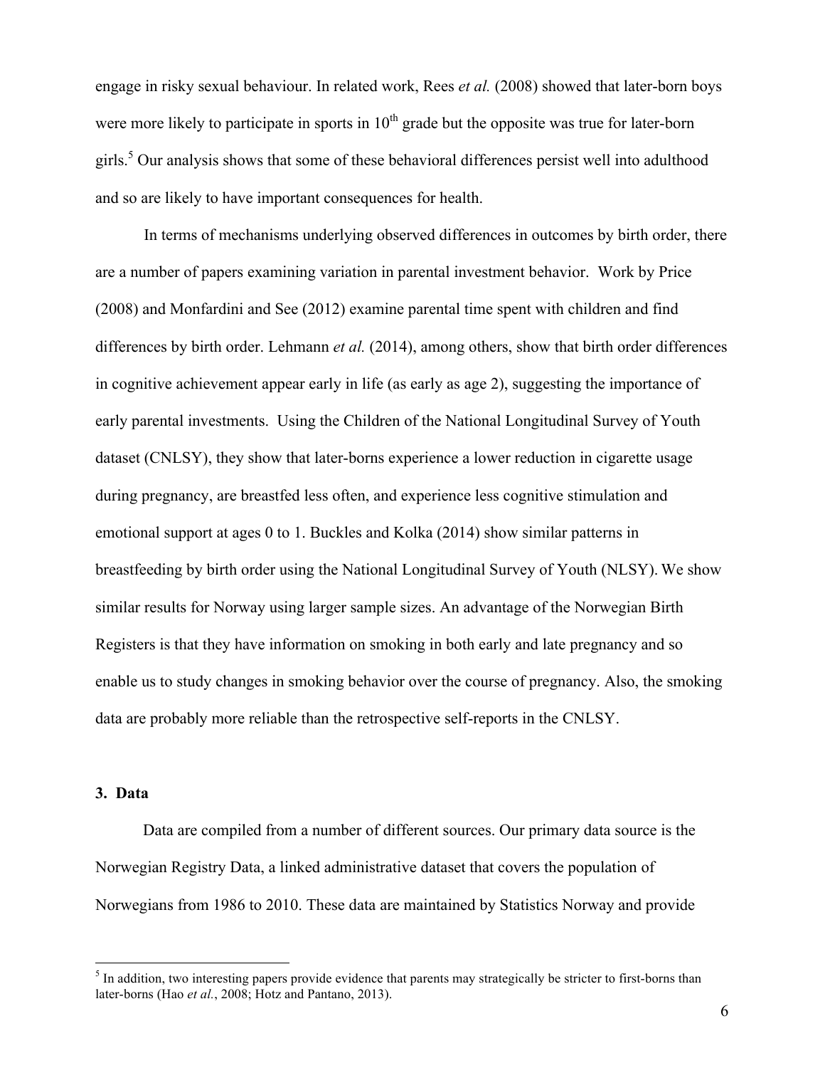engage in risky sexual behaviour. In related work, Rees *et al.* (2008) showed that later-born boys were more likely to participate in sports in 10th grade but the opposite was true for later-born girls.[5] Our analysis shows that some of these behavioral differences persist well into adulthood and so are likely to have important consequences for health.

In terms of mechanisms underlying observed differences in outcomes by birth order, there are a number of papers examining variation in parental investment behavior. Work by Price (2008) and Monfardini and See (2012) examine parental time spent with children and find differences by birth order. Lehmann *et al.* (2014), among others, show that birth order differences in cognitive achievement appear early in life (as early as age 2), suggesting the importance of early parental investments. Using the Children of the National Longitudinal Survey of Youth dataset (CNLSY), they show that later-borns experience a lower reduction in cigarette usage during pregnancy, are breastfed less often, and experience less cognitive stimulation and emotional support at ages 0 to 1. Buckles and Kolka (2014) show similar patterns in breastfeeding by birth order using the National Longitudinal Survey of Youth (NLSY). We show similar results for Norway using larger sample sizes. An advantage of the Norwegian Birth Registers is that they have information on smoking in both early and late pregnancy and so enable us to study changes in smoking behavior over the course of pregnancy. Also, the smoking data are probably more reliable than the retrospective self-reports in the CNLSY.

## 3. Data

Data are compiled from a number of different sources. Our primary data source is the Norwegian Registry Data, a linked administrative dataset that covers the population of Norwegians from 1986 to 2010. These data are maintained by Statistics Norway and provide

[5] In addition, two interesting papers provide evidence that parents may strategically be stricter to first-borns than later-borns (Hao *et al.*, 2008; Hotz and Pantano, 2013).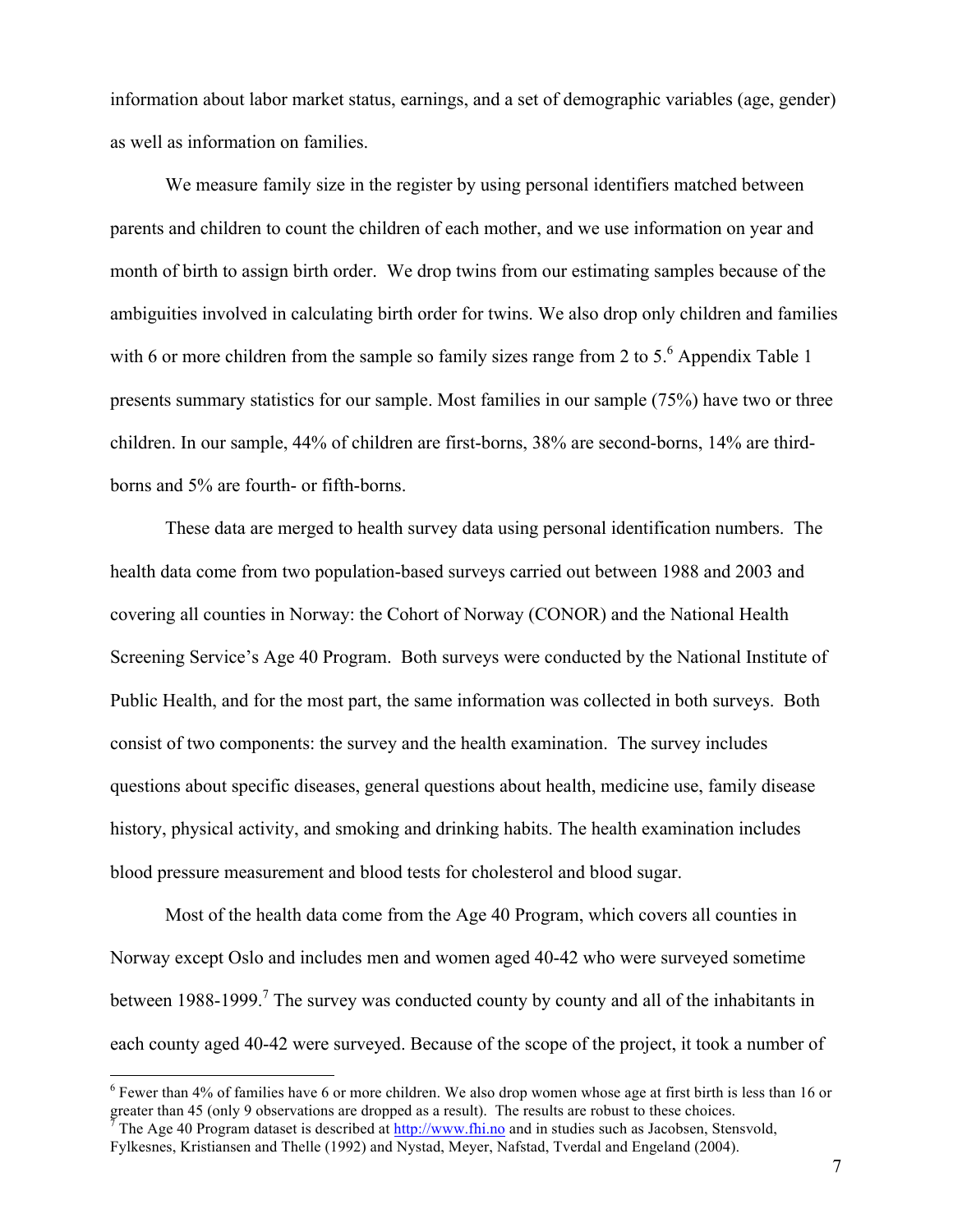information about labor market status, earnings, and a set of demographic variables (age, gender) as well as information on families.

We measure family size in the register by using personal identifiers matched between parents and children to count the children of each mother, and we use information on year and month of birth to assign birth order. We drop twins from our estimating samples because of the ambiguities involved in calculating birth order for twins. We also drop only children and families with 6 or more children from the sample so family sizes range from 2 to 5.[6] Appendix Table 1 presents summary statistics for our sample. Most families in our sample (75%) have two or three children. In our sample, 44% of children are first-borns, 38% are second-borns, 14% are third-borns and 5% are fourth- or fifth-borns.

These data are merged to health survey data using personal identification numbers. The health data come from two population-based surveys carried out between 1988 and 2003 and covering all counties in Norway: the Cohort of Norway (CONOR) and the National Health Screening Service's Age 40 Program. Both surveys were conducted by the National Institute of Public Health, and for the most part, the same information was collected in both surveys. Both consist of two components: the survey and the health examination. The survey includes questions about specific diseases, general questions about health, medicine use, family disease history, physical activity, and smoking and drinking habits. The health examination includes blood pressure measurement and blood tests for cholesterol and blood sugar.

Most of the health data come from the Age 40 Program, which covers all counties in Norway except Oslo and includes men and women aged 40-42 who were surveyed sometime between 1988-1999.[7] The survey was conducted county by county and all of the inhabitants in each county aged 40-42 were surveyed. Because of the scope of the project, it took a number of

---

[6] Fewer than 4% of families have 6 or more children. We also drop women whose age at first birth is less than 16 or greater than 45 (only 9 observations are dropped as a result). The results are robust to these choices.

[7] The Age 40 Program dataset is described at http://www.fhi.no and in studies such as Jacobsen, Stensvold, Fylkesnes, Kristiansen and Thelle (1992) and Nystad, Meyer, Nafstad, Tverdal and Engeland (2004).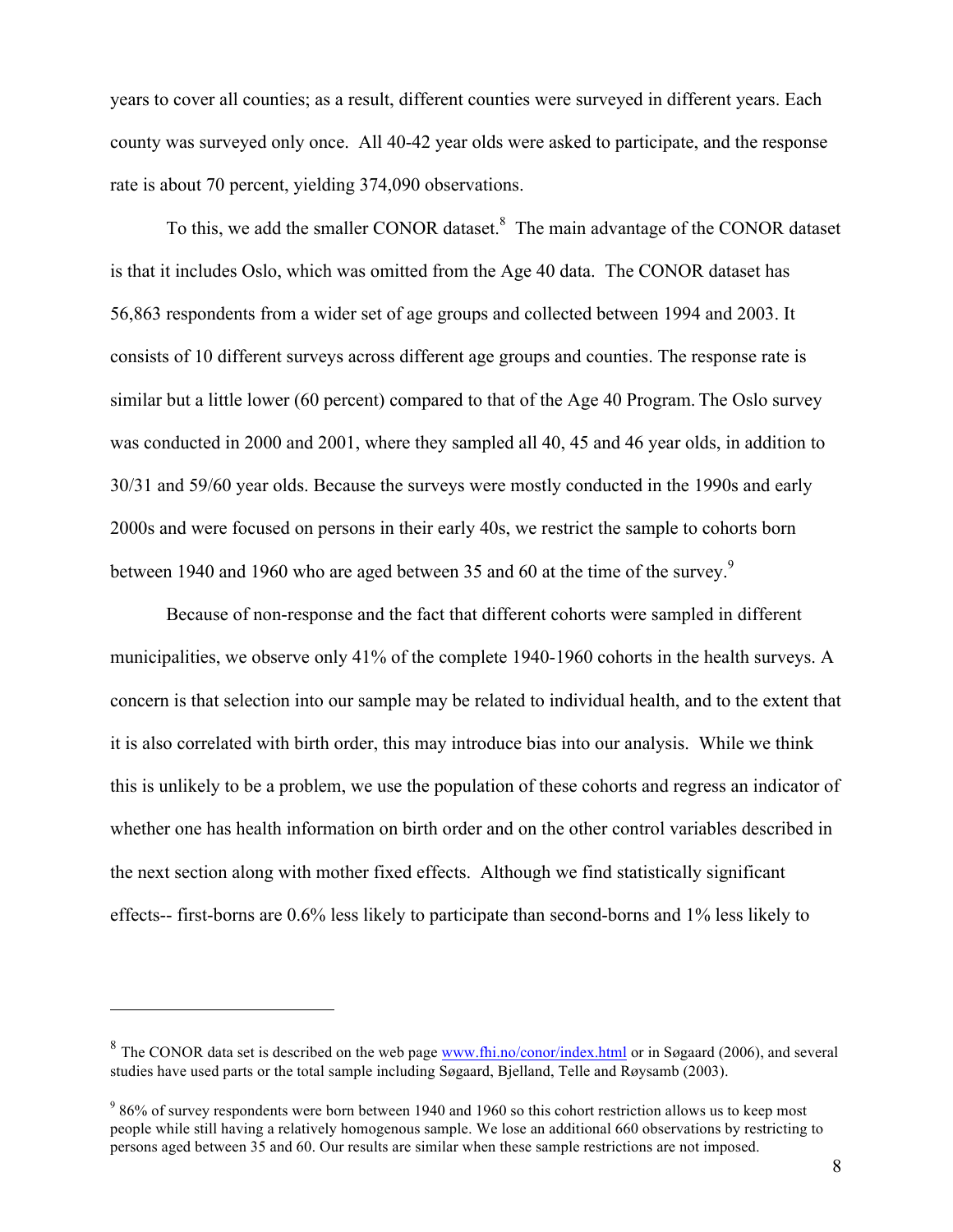years to cover all counties; as a result, different counties were surveyed in different years. Each county was surveyed only once. All 40-42 year olds were asked to participate, and the response rate is about 70 percent, yielding 374,090 observations.

To this, we add the smaller CONOR dataset.[8] The main advantage of the CONOR dataset is that it includes Oslo, which was omitted from the Age 40 data. The CONOR dataset has 56,863 respondents from a wider set of age groups and collected between 1994 and 2003. It consists of 10 different surveys across different age groups and counties. The response rate is similar but a little lower (60 percent) compared to that of the Age 40 Program. The Oslo survey was conducted in 2000 and 2001, where they sampled all 40, 45 and 46 year olds, in addition to 30/31 and 59/60 year olds. Because the surveys were mostly conducted in the 1990s and early 2000s and were focused on persons in their early 40s, we restrict the sample to cohorts born between 1940 and 1960 who are aged between 35 and 60 at the time of the survey.[9]

Because of non-response and the fact that different cohorts were sampled in different municipalities, we observe only 41% of the complete 1940-1960 cohorts in the health surveys. A concern is that selection into our sample may be related to individual health, and to the extent that it is also correlated with birth order, this may introduce bias into our analysis. While we think this is unlikely to be a problem, we use the population of these cohorts and regress an indicator of whether one has health information on birth order and on the other control variables described in the next section along with mother fixed effects. Although we find statistically significant effects-- first-borns are 0.6% less likely to participate than second-borns and 1% less likely to

---

[8] The CONOR data set is described on the web page www.fhi.no/conor/index.html or in Søgaard (2006), and several studies have used parts or the total sample including Søgaard, Bjelland, Telle and Røysamb (2003).

[9] 86% of survey respondents were born between 1940 and 1960 so this cohort restriction allows us to keep most people while still having a relatively homogenous sample. We lose an additional 660 observations by restricting to persons aged between 35 and 60. Our results are similar when these sample restrictions are not imposed.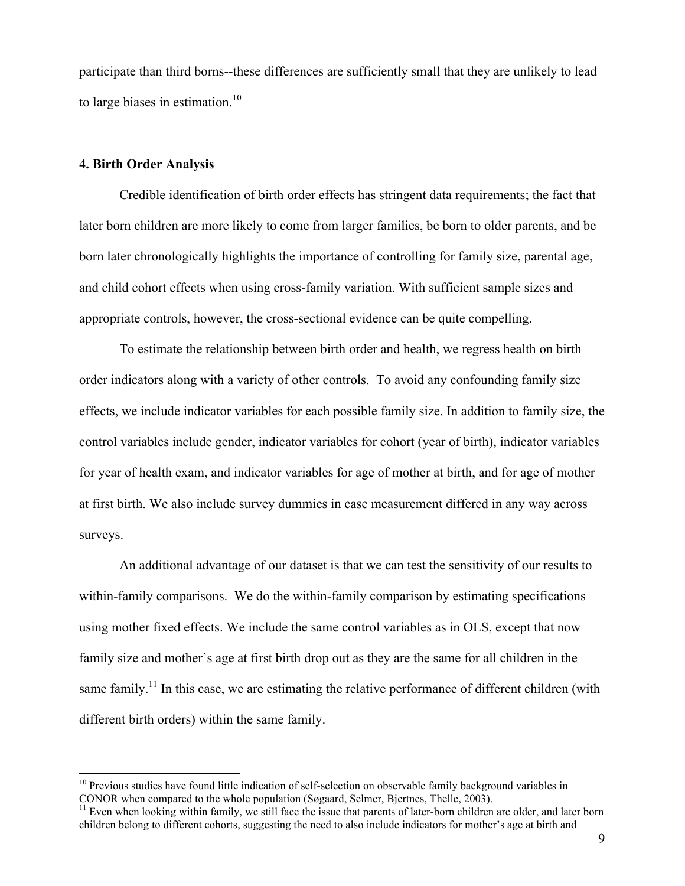participate than third borns--these differences are sufficiently small that they are unlikely to lead to large biases in estimation.[10]

## 4. Birth Order Analysis

Credible identification of birth order effects has stringent data requirements; the fact that later born children are more likely to come from larger families, be born to older parents, and be born later chronologically highlights the importance of controlling for family size, parental age, and child cohort effects when using cross-family variation. With sufficient sample sizes and appropriate controls, however, the cross-sectional evidence can be quite compelling.

To estimate the relationship between birth order and health, we regress health on birth order indicators along with a variety of other controls. To avoid any confounding family size effects, we include indicator variables for each possible family size. In addition to family size, the control variables include gender, indicator variables for cohort (year of birth), indicator variables for year of health exam, and indicator variables for age of mother at birth, and for age of mother at first birth. We also include survey dummies in case measurement differed in any way across surveys.

An additional advantage of our dataset is that we can test the sensitivity of our results to within-family comparisons. We do the within-family comparison by estimating specifications using mother fixed effects. We include the same control variables as in OLS, except that now family size and mother's age at first birth drop out as they are the same for all children in the same family.[11] In this case, we are estimating the relative performance of different children (with different birth orders) within the same family.

[10] Previous studies have found little indication of self-selection on observable family background variables in CONOR when compared to the whole population (Søgaard, Selmer, Bjertnes, Thelle, 2003).

[11] Even when looking within family, we still face the issue that parents of later-born children are older, and later born children belong to different cohorts, suggesting the need to also include indicators for mother's age at birth and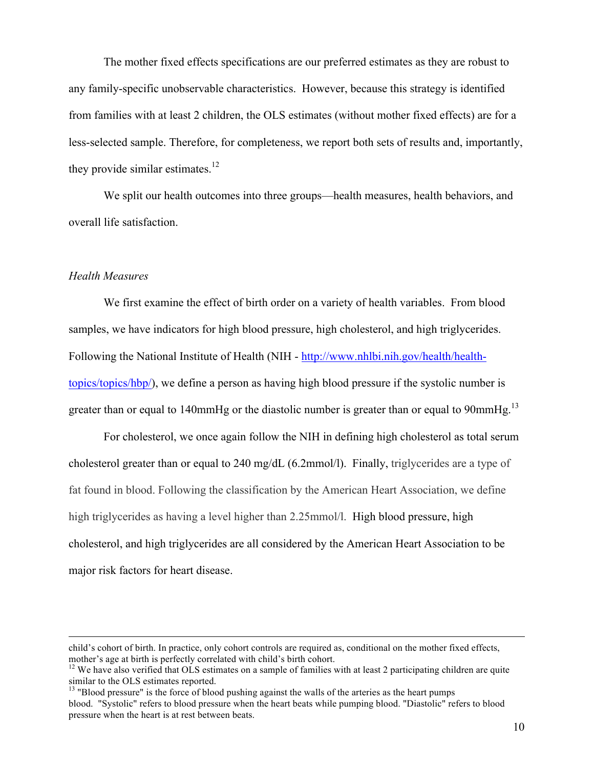The mother fixed effects specifications are our preferred estimates as they are robust to any family-specific unobservable characteristics. However, because this strategy is identified from families with at least 2 children, the OLS estimates (without mother fixed effects) are for a less-selected sample. Therefore, for completeness, we report both sets of results and, importantly, they provide similar estimates.[12]

We split our health outcomes into three groups—health measures, health behaviors, and overall life satisfaction.

*Health Measures*

We first examine the effect of birth order on a variety of health variables. From blood samples, we have indicators for high blood pressure, high cholesterol, and high triglycerides. Following the National Institute of Health (NIH - http://www.nhlbi.nih.gov/health/health-topics/topics/hbp/), we define a person as having high blood pressure if the systolic number is greater than or equal to 140mmHg or the diastolic number is greater than or equal to 90mmHg.[13]

For cholesterol, we once again follow the NIH in defining high cholesterol as total serum cholesterol greater than or equal to 240 mg/dL (6.2mmol/l). Finally, triglycerides are a type of fat found in blood. Following the classification by the American Heart Association, we define high triglycerides as having a level higher than 2.25mmol/l. High blood pressure, high cholesterol, and high triglycerides are all considered by the American Heart Association to be major risk factors for heart disease.

---

child's cohort of birth. In practice, only cohort controls are required as, conditional on the mother fixed effects, mother's age at birth is perfectly correlated with child's birth cohort.

[12] We have also verified that OLS estimates on a sample of families with at least 2 participating children are quite similar to the OLS estimates reported.

[13] "Blood pressure" is the force of blood pushing against the walls of the arteries as the heart pumps blood. "Systolic" refers to blood pressure when the heart beats while pumping blood. "Diastolic" refers to blood pressure when the heart is at rest between beats.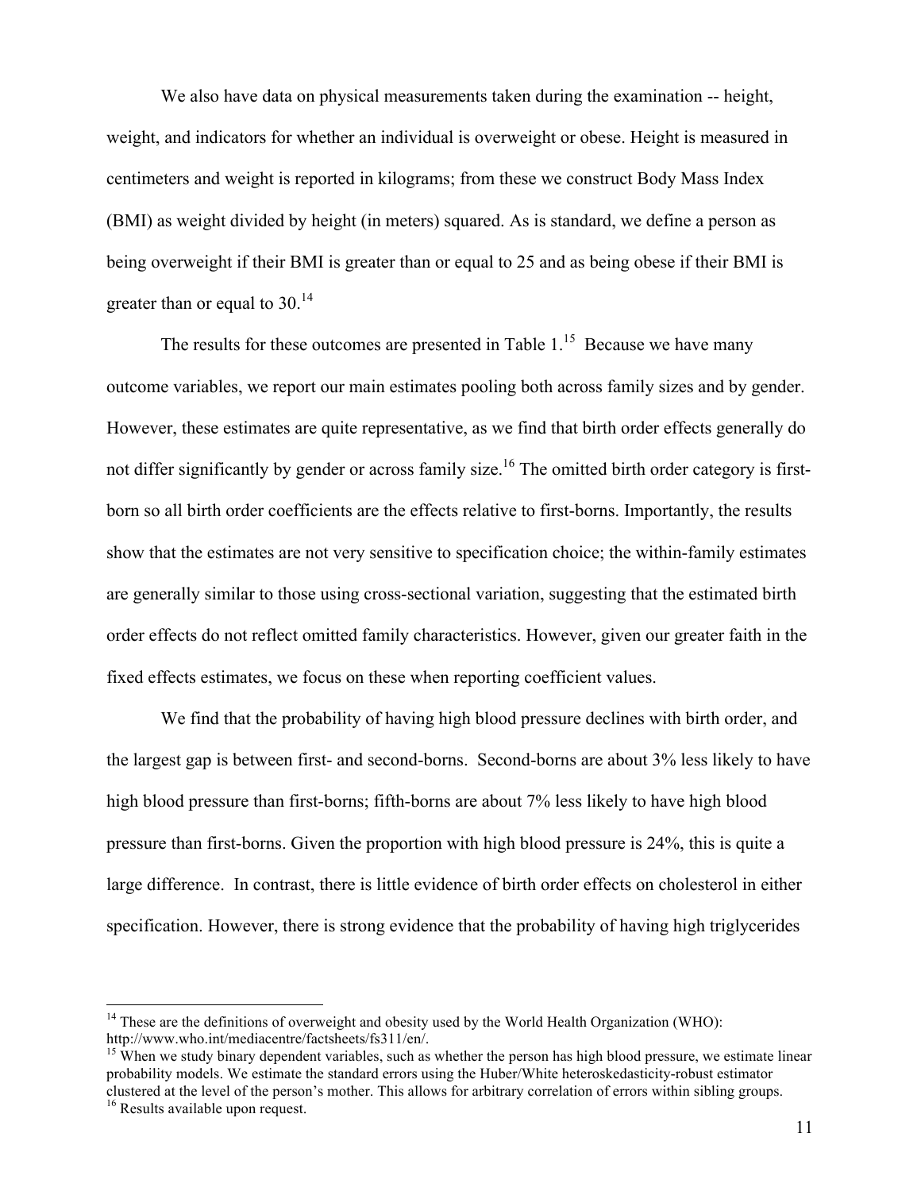We also have data on physical measurements taken during the examination -- height, weight, and indicators for whether an individual is overweight or obese. Height is measured in centimeters and weight is reported in kilograms; from these we construct Body Mass Index (BMI) as weight divided by height (in meters) squared. As is standard, we define a person as being overweight if their BMI is greater than or equal to 25 and as being obese if their BMI is greater than or equal to 30.[14]

The results for these outcomes are presented in Table 1.[15] Because we have many outcome variables, we report our main estimates pooling both across family sizes and by gender. However, these estimates are quite representative, as we find that birth order effects generally do not differ significantly by gender or across family size.[16] The omitted birth order category is first-born so all birth order coefficients are the effects relative to first-borns. Importantly, the results show that the estimates are not very sensitive to specification choice; the within-family estimates are generally similar to those using cross-sectional variation, suggesting that the estimated birth order effects do not reflect omitted family characteristics. However, given our greater faith in the fixed effects estimates, we focus on these when reporting coefficient values.

We find that the probability of having high blood pressure declines with birth order, and the largest gap is between first- and second-borns. Second-borns are about 3% less likely to have high blood pressure than first-borns; fifth-borns are about 7% less likely to have high blood pressure than first-borns. Given the proportion with high blood pressure is 24%, this is quite a large difference. In contrast, there is little evidence of birth order effects on cholesterol in either specification. However, there is strong evidence that the probability of having high triglycerides

[14] These are the definitions of overweight and obesity used by the World Health Organization (WHO): http://www.who.int/mediacentre/factsheets/fs311/en/.

[15] When we study binary dependent variables, such as whether the person has high blood pressure, we estimate linear probability models. We estimate the standard errors using the Huber/White heteroskedasticity-robust estimator clustered at the level of the person's mother. This allows for arbitrary correlation of errors within sibling groups.

[16] Results available upon request.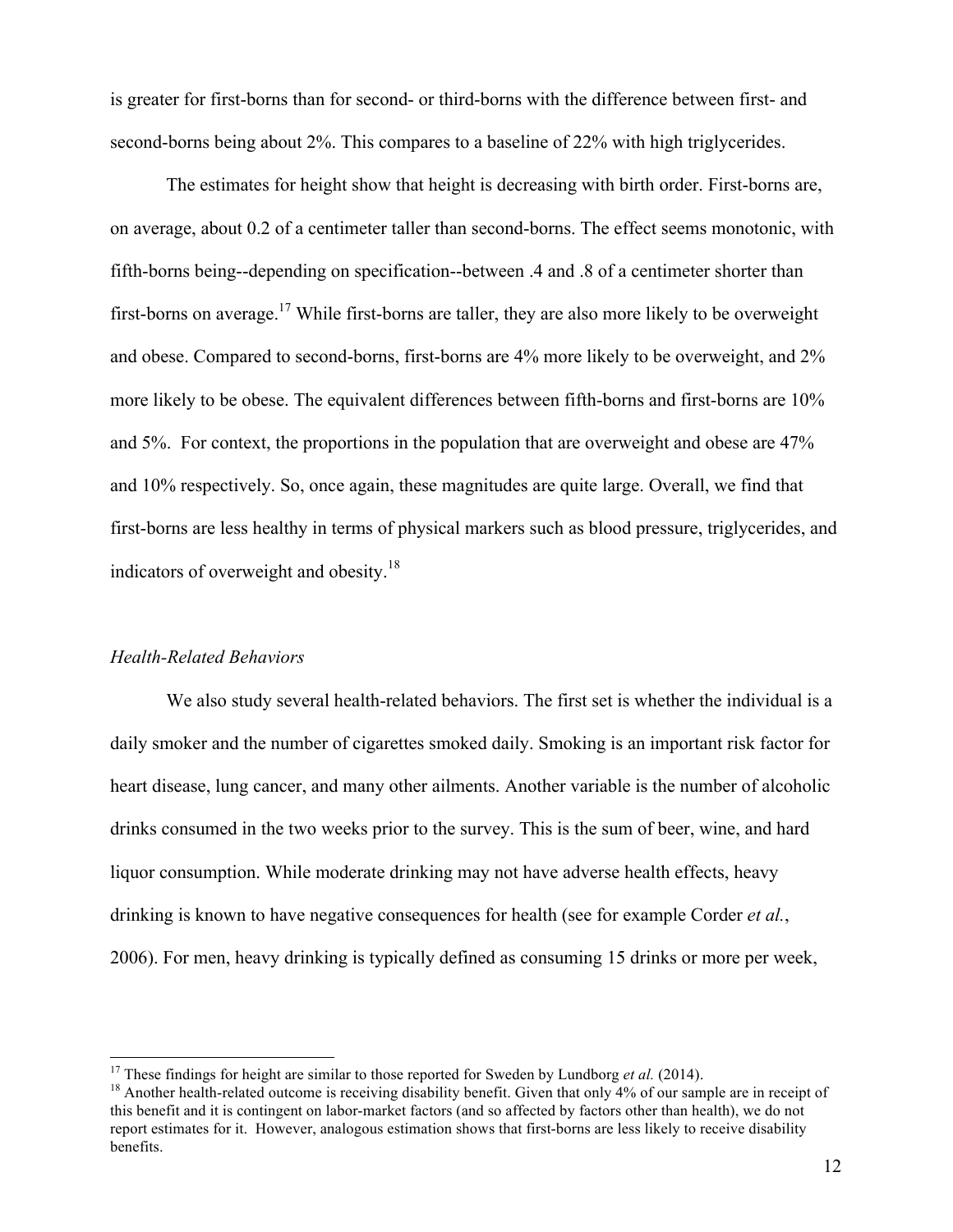is greater for first-borns than for second- or third-borns with the difference between first- and second-borns being about 2%. This compares to a baseline of 22% with high triglycerides.

The estimates for height show that height is decreasing with birth order. First-borns are, on average, about 0.2 of a centimeter taller than second-borns. The effect seems monotonic, with fifth-borns being--depending on specification--between .4 and .8 of a centimeter shorter than first-borns on average.[17] While first-borns are taller, they are also more likely to be overweight and obese. Compared to second-borns, first-borns are 4% more likely to be overweight, and 2% more likely to be obese. The equivalent differences between fifth-borns and first-borns are 10% and 5%. For context, the proportions in the population that are overweight and obese are 47% and 10% respectively. So, once again, these magnitudes are quite large. Overall, we find that first-borns are less healthy in terms of physical markers such as blood pressure, triglycerides, and indicators of overweight and obesity.[18]

*Health-Related Behaviors*

We also study several health-related behaviors. The first set is whether the individual is a daily smoker and the number of cigarettes smoked daily. Smoking is an important risk factor for heart disease, lung cancer, and many other ailments. Another variable is the number of alcoholic drinks consumed in the two weeks prior to the survey. This is the sum of beer, wine, and hard liquor consumption. While moderate drinking may not have adverse health effects, heavy drinking is known to have negative consequences for health (see for example Corder *et al.*, 2006). For men, heavy drinking is typically defined as consuming 15 drinks or more per week,

---

[17] These findings for height are similar to those reported for Sweden by Lundborg *et al.* (2014).

[18] Another health-related outcome is receiving disability benefit. Given that only 4% of our sample are in receipt of this benefit and it is contingent on labor-market factors (and so affected by factors other than health), we do not report estimates for it. However, analogous estimation shows that first-borns are less likely to receive disability benefits.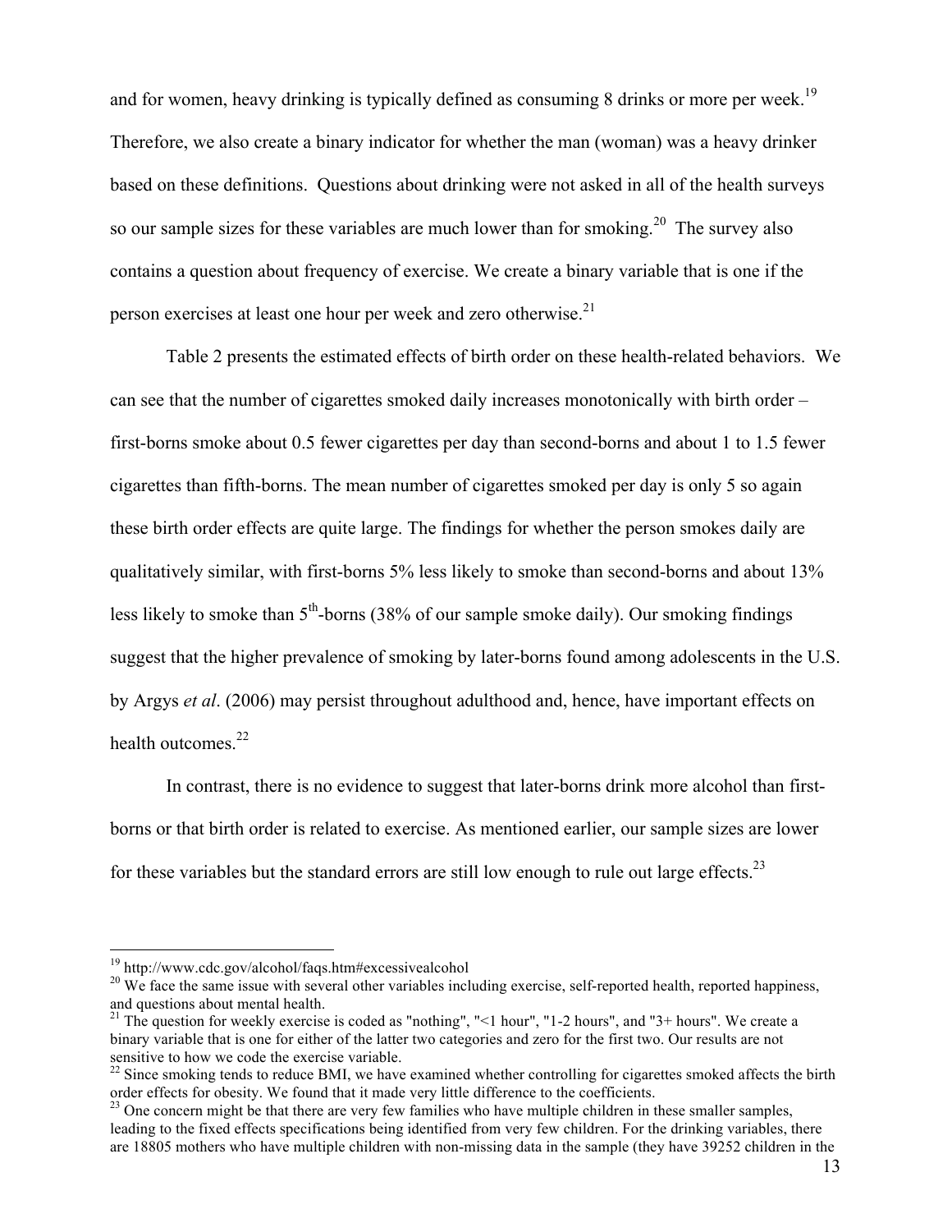and for women, heavy drinking is typically defined as consuming 8 drinks or more per week.[19] Therefore, we also create a binary indicator for whether the man (woman) was a heavy drinker based on these definitions. Questions about drinking were not asked in all of the health surveys so our sample sizes for these variables are much lower than for smoking.[20] The survey also contains a question about frequency of exercise. We create a binary variable that is one if the person exercises at least one hour per week and zero otherwise.[21]

Table 2 presents the estimated effects of birth order on these health-related behaviors. We can see that the number of cigarettes smoked daily increases monotonically with birth order – first-borns smoke about 0.5 fewer cigarettes per day than second-borns and about 1 to 1.5 fewer cigarettes than fifth-borns. The mean number of cigarettes smoked per day is only 5 so again these birth order effects are quite large. The findings for whether the person smokes daily are qualitatively similar, with first-borns 5% less likely to smoke than second-borns and about 13% less likely to smoke than 5th-borns (38% of our sample smoke daily). Our smoking findings suggest that the higher prevalence of smoking by later-borns found among adolescents in the U.S. by Argys *et al*. (2006) may persist throughout adulthood and, hence, have important effects on health outcomes.[22]

In contrast, there is no evidence to suggest that later-borns drink more alcohol than first-borns or that birth order is related to exercise. As mentioned earlier, our sample sizes are lower for these variables but the standard errors are still low enough to rule out large effects.[23]

---

[19] http://www.cdc.gov/alcohol/faqs.htm#excessivealcohol

[20] We face the same issue with several other variables including exercise, self-reported health, reported happiness, and questions about mental health.

[21] The question for weekly exercise is coded as "nothing", "<1 hour", "1-2 hours", and "3+ hours". We create a binary variable that is one for either of the latter two categories and zero for the first two. Our results are not sensitive to how we code the exercise variable.

[22] Since smoking tends to reduce BMI, we have examined whether controlling for cigarettes smoked affects the birth order effects for obesity. We found that it made very little difference to the coefficients.

[23] One concern might be that there are very few families who have multiple children in these smaller samples, leading to the fixed effects specifications being identified from very few children. For the drinking variables, there are 18805 mothers who have multiple children with non-missing data in the sample (they have 39252 children in the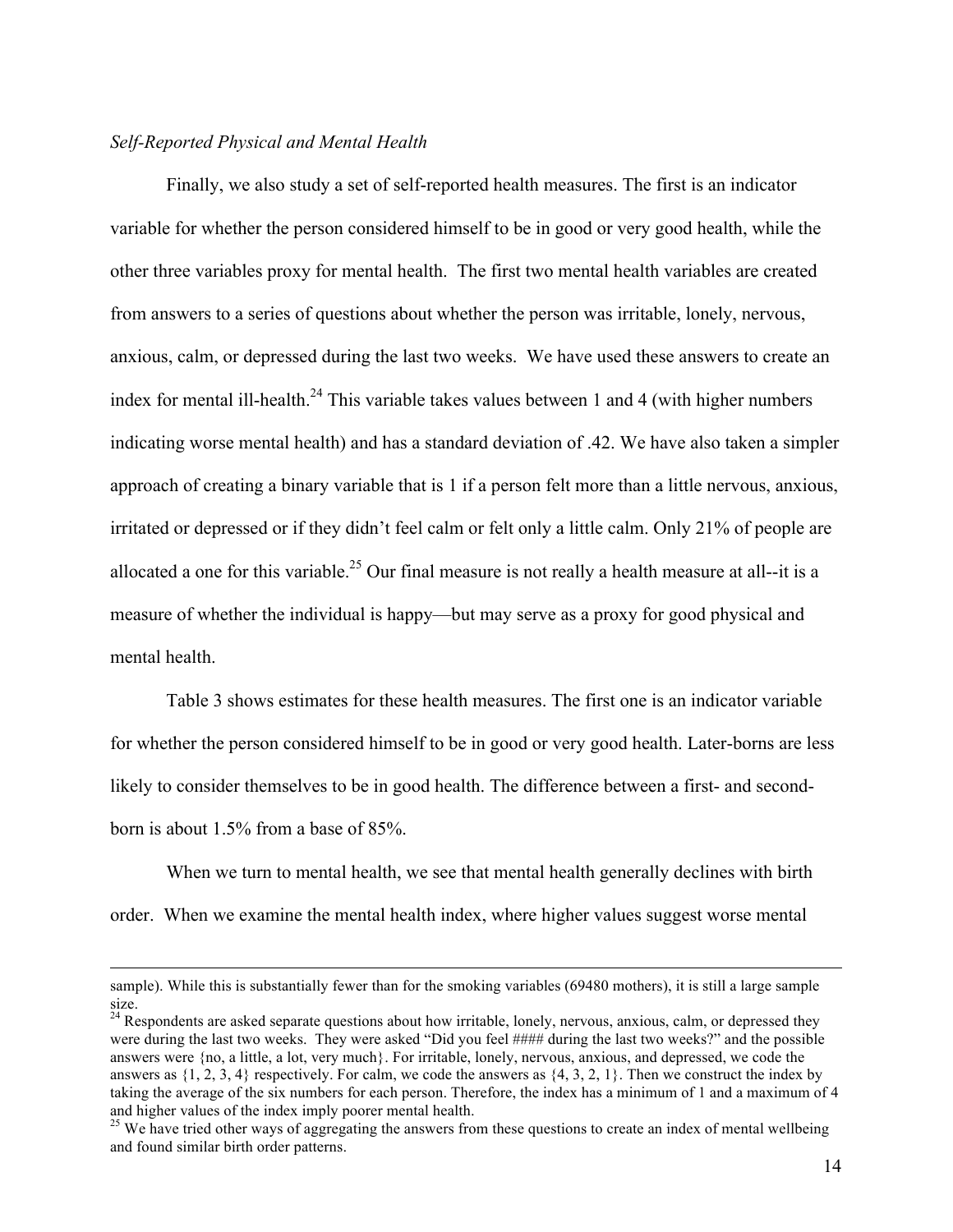*Self-Reported Physical and Mental Health*

Finally, we also study a set of self-reported health measures. The first is an indicator variable for whether the person considered himself to be in good or very good health, while the other three variables proxy for mental health. The first two mental health variables are created from answers to a series of questions about whether the person was irritable, lonely, nervous, anxious, calm, or depressed during the last two weeks. We have used these answers to create an index for mental ill-health.[24] This variable takes values between 1 and 4 (with higher numbers indicating worse mental health) and has a standard deviation of .42. We have also taken a simpler approach of creating a binary variable that is 1 if a person felt more than a little nervous, anxious, irritated or depressed or if they didn't feel calm or felt only a little calm. Only 21% of people are allocated a one for this variable.[25] Our final measure is not really a health measure at all--it is a measure of whether the individual is happy—but may serve as a proxy for good physical and mental health.

Table 3 shows estimates for these health measures. The first one is an indicator variable for whether the person considered himself to be in good or very good health. Later-borns are less likely to consider themselves to be in good health. The difference between a first- and second-born is about 1.5% from a base of 85%.

When we turn to mental health, we see that mental health generally declines with birth order. When we examine the mental health index, where higher values suggest worse mental

---

sample). While this is substantially fewer than for the smoking variables (69480 mothers), it is still a large sample size.

[24] Respondents are asked separate questions about how irritable, lonely, nervous, anxious, calm, or depressed they were during the last two weeks. They were asked "Did you feel #### during the last two weeks?" and the possible answers were {no, a little, a lot, very much}. For irritable, lonely, nervous, anxious, and depressed, we code the answers as {1, 2, 3, 4} respectively. For calm, we code the answers as {4, 3, 2, 1}. Then we construct the index by taking the average of the six numbers for each person. Therefore, the index has a minimum of 1 and a maximum of 4 and higher values of the index imply poorer mental health.

[25] We have tried other ways of aggregating the answers from these questions to create an index of mental wellbeing and found similar birth order patterns.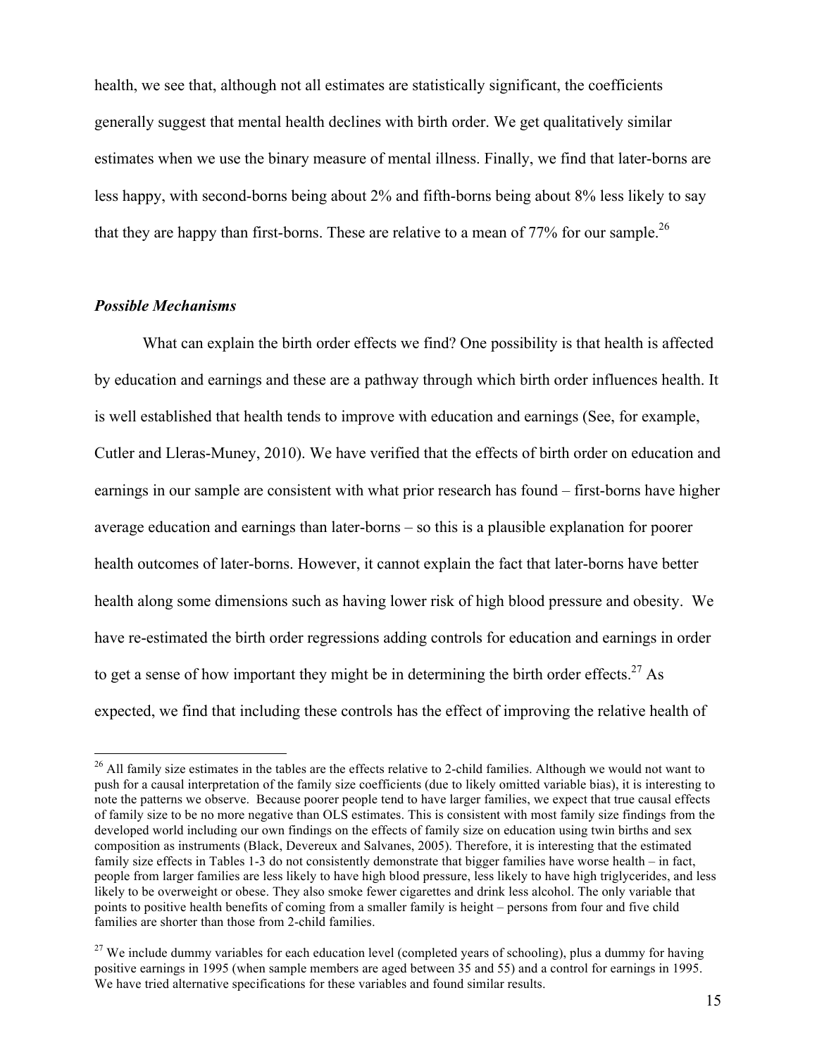health, we see that, although not all estimates are statistically significant, the coefficients generally suggest that mental health declines with birth order. We get qualitatively similar estimates when we use the binary measure of mental illness. Finally, we find that later-borns are less happy, with second-borns being about 2% and fifth-borns being about 8% less likely to say that they are happy than first-borns. These are relative to a mean of 77% for our sample.[26]

### *Possible Mechanisms*

What can explain the birth order effects we find? One possibility is that health is affected by education and earnings and these are a pathway through which birth order influences health. It is well established that health tends to improve with education and earnings (See, for example, Cutler and Lleras-Muney, 2010). We have verified that the effects of birth order on education and earnings in our sample are consistent with what prior research has found – first-borns have higher average education and earnings than later-borns – so this is a plausible explanation for poorer health outcomes of later-borns. However, it cannot explain the fact that later-borns have better health along some dimensions such as having lower risk of high blood pressure and obesity. We have re-estimated the birth order regressions adding controls for education and earnings in order to get a sense of how important they might be in determining the birth order effects.[27] As expected, we find that including these controls has the effect of improving the relative health of

---

[26] All family size estimates in the tables are the effects relative to 2-child families. Although we would not want to push for a causal interpretation of the family size coefficients (due to likely omitted variable bias), it is interesting to note the patterns we observe. Because poorer people tend to have larger families, we expect that true causal effects of family size to be no more negative than OLS estimates. This is consistent with most family size findings from the developed world including our own findings on the effects of family size on education using twin births and sex composition as instruments (Black, Devereux and Salvanes, 2005). Therefore, it is interesting that the estimated family size effects in Tables 1-3 do not consistently demonstrate that bigger families have worse health – in fact, people from larger families are less likely to have high blood pressure, less likely to have high triglycerides, and less likely to be overweight or obese. They also smoke fewer cigarettes and drink less alcohol. The only variable that points to positive health benefits of coming from a smaller family is height – persons from four and five child families are shorter than those from 2-child families.

[27] We include dummy variables for each education level (completed years of schooling), plus a dummy for having positive earnings in 1995 (when sample members are aged between 35 and 55) and a control for earnings in 1995. We have tried alternative specifications for these variables and found similar results.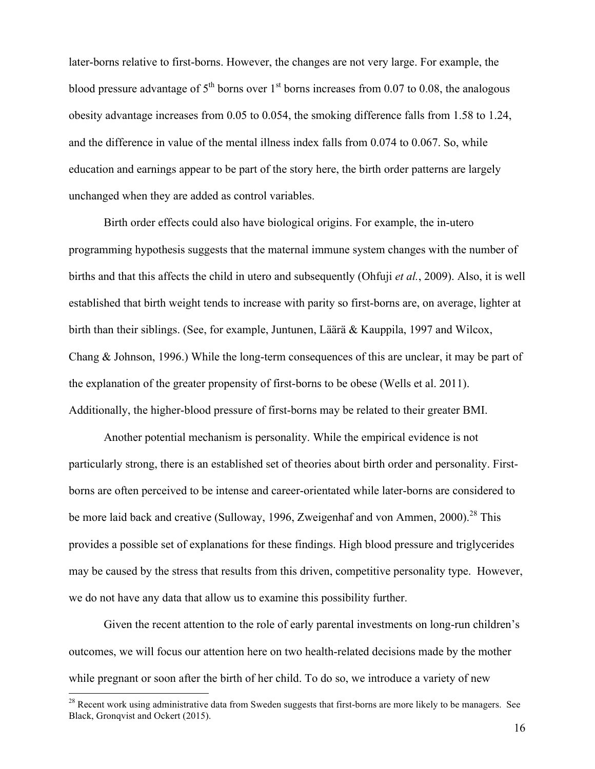later-borns relative to first-borns. However, the changes are not very large. For example, the blood pressure advantage of 5th borns over 1st borns increases from 0.07 to 0.08, the analogous obesity advantage increases from 0.05 to 0.054, the smoking difference falls from 1.58 to 1.24, and the difference in value of the mental illness index falls from 0.074 to 0.067. So, while education and earnings appear to be part of the story here, the birth order patterns are largely unchanged when they are added as control variables.

Birth order effects could also have biological origins. For example, the in-utero programming hypothesis suggests that the maternal immune system changes with the number of births and that this affects the child in utero and subsequently (Ohfuji *et al.*, 2009). Also, it is well established that birth weight tends to increase with parity so first-borns are, on average, lighter at birth than their siblings. (See, for example, Juntunen, Läärä & Kauppila, 1997 and Wilcox, Chang & Johnson, 1996.) While the long-term consequences of this are unclear, it may be part of the explanation of the greater propensity of first-borns to be obese (Wells et al. 2011). Additionally, the higher-blood pressure of first-borns may be related to their greater BMI.

Another potential mechanism is personality. While the empirical evidence is not particularly strong, there is an established set of theories about birth order and personality. First-borns are often perceived to be intense and career-orientated while later-borns are considered to be more laid back and creative (Sulloway, 1996, Zweigenhaf and von Ammen, 2000).[28] This provides a possible set of explanations for these findings. High blood pressure and triglycerides may be caused by the stress that results from this driven, competitive personality type. However, we do not have any data that allow us to examine this possibility further.

Given the recent attention to the role of early parental investments on long-run children's outcomes, we will focus our attention here on two health-related decisions made by the mother while pregnant or soon after the birth of her child. To do so, we introduce a variety of new

[28] Recent work using administrative data from Sweden suggests that first-borns are more likely to be managers. See Black, Gronqvist and Ockert (2015).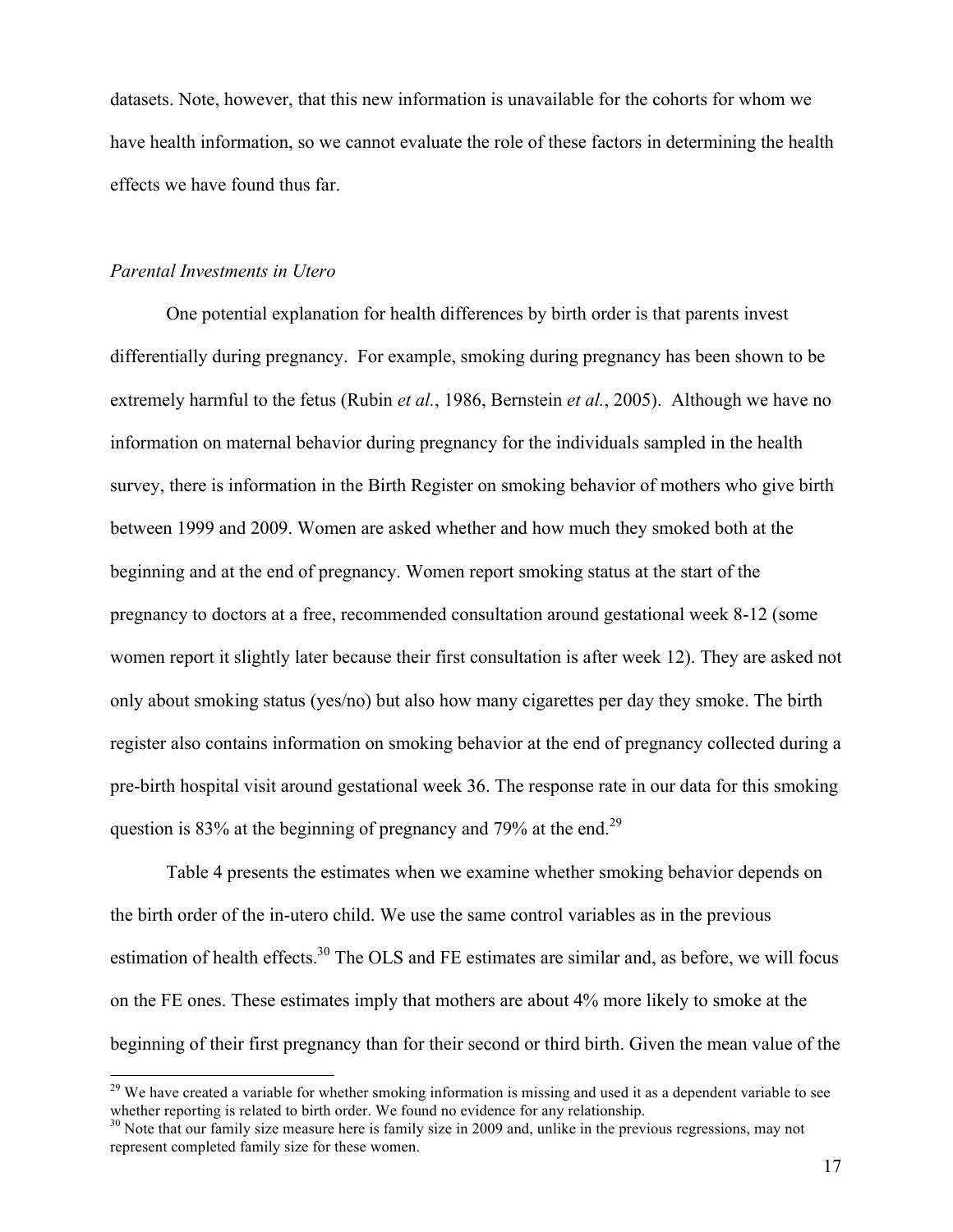datasets. Note, however, that this new information is unavailable for the cohorts for whom we have health information, so we cannot evaluate the role of these factors in determining the health effects we have found thus far.

*Parental Investments in Utero*

One potential explanation for health differences by birth order is that parents invest differentially during pregnancy. For example, smoking during pregnancy has been shown to be extremely harmful to the fetus (Rubin *et al.*, 1986, Bernstein *et al.*, 2005). Although we have no information on maternal behavior during pregnancy for the individuals sampled in the health survey, there is information in the Birth Register on smoking behavior of mothers who give birth between 1999 and 2009. Women are asked whether and how much they smoked both at the beginning and at the end of pregnancy. Women report smoking status at the start of the pregnancy to doctors at a free, recommended consultation around gestational week 8-12 (some women report it slightly later because their first consultation is after week 12). They are asked not only about smoking status (yes/no) but also how many cigarettes per day they smoke. The birth register also contains information on smoking behavior at the end of pregnancy collected during a pre-birth hospital visit around gestational week 36. The response rate in our data for this smoking question is 83% at the beginning of pregnancy and 79% at the end.[29]

Table 4 presents the estimates when we examine whether smoking behavior depends on the birth order of the in-utero child. We use the same control variables as in the previous estimation of health effects.[30] The OLS and FE estimates are similar and, as before, we will focus on the FE ones. These estimates imply that mothers are about 4% more likely to smoke at the beginning of their first pregnancy than for their second or third birth. Given the mean value of the

[29] We have created a variable for whether smoking information is missing and used it as a dependent variable to see whether reporting is related to birth order. We found no evidence for any relationship.

[30] Note that our family size measure here is family size in 2009 and, unlike in the previous regressions, may not represent completed family size for these women.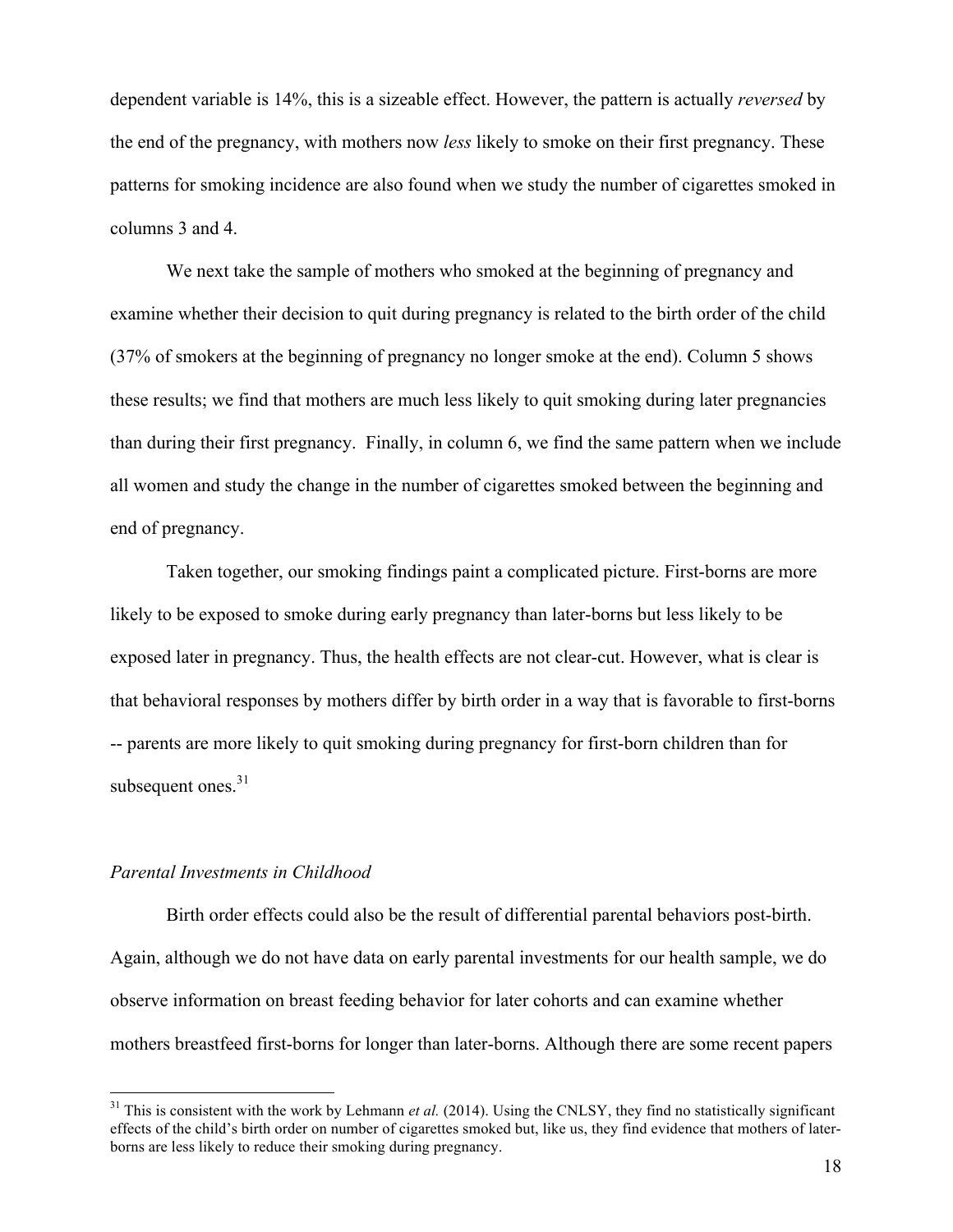dependent variable is 14%, this is a sizeable effect. However, the pattern is actually *reversed* by the end of the pregnancy, with mothers now *less* likely to smoke on their first pregnancy. These patterns for smoking incidence are also found when we study the number of cigarettes smoked in columns 3 and 4.

We next take the sample of mothers who smoked at the beginning of pregnancy and examine whether their decision to quit during pregnancy is related to the birth order of the child (37% of smokers at the beginning of pregnancy no longer smoke at the end). Column 5 shows these results; we find that mothers are much less likely to quit smoking during later pregnancies than during their first pregnancy. Finally, in column 6, we find the same pattern when we include all women and study the change in the number of cigarettes smoked between the beginning and end of pregnancy.

Taken together, our smoking findings paint a complicated picture. First-borns are more likely to be exposed to smoke during early pregnancy than later-borns but less likely to be exposed later in pregnancy. Thus, the health effects are not clear-cut. However, what is clear is that behavioral responses by mothers differ by birth order in a way that is favorable to first-borns -- parents are more likely to quit smoking during pregnancy for first-born children than for subsequent ones.[31]

*Parental Investments in Childhood*

Birth order effects could also be the result of differential parental behaviors post-birth. Again, although we do not have data on early parental investments for our health sample, we do observe information on breast feeding behavior for later cohorts and can examine whether mothers breastfeed first-borns for longer than later-borns. Although there are some recent papers

[31] This is consistent with the work by Lehmann *et al.* (2014). Using the CNLSY, they find no statistically significant effects of the child's birth order on number of cigarettes smoked but, like us, they find evidence that mothers of later-borns are less likely to reduce their smoking during pregnancy.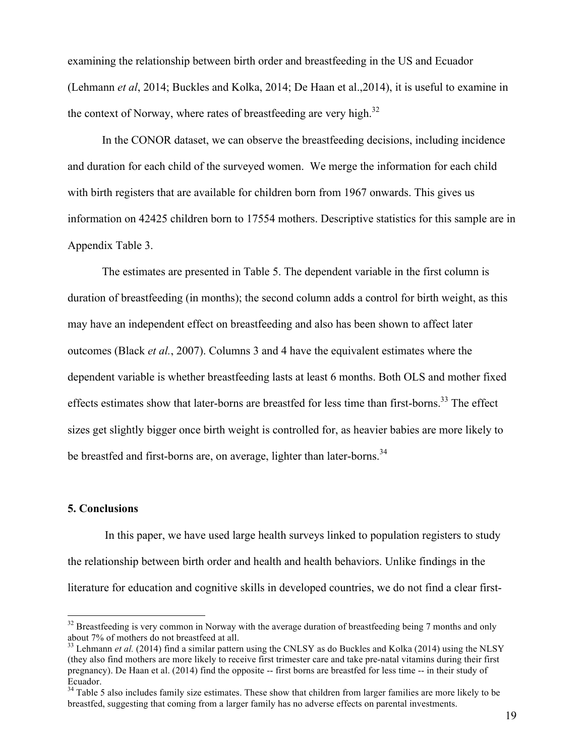examining the relationship between birth order and breastfeeding in the US and Ecuador (Lehmann *et al*, 2014; Buckles and Kolka, 2014; De Haan et al.,2014), it is useful to examine in the context of Norway, where rates of breastfeeding are very high.[32]

In the CONOR dataset, we can observe the breastfeeding decisions, including incidence and duration for each child of the surveyed women. We merge the information for each child with birth registers that are available for children born from 1967 onwards. This gives us information on 42425 children born to 17554 mothers. Descriptive statistics for this sample are in Appendix Table 3.

The estimates are presented in Table 5. The dependent variable in the first column is duration of breastfeeding (in months); the second column adds a control for birth weight, as this may have an independent effect on breastfeeding and also has been shown to affect later outcomes (Black *et al.*, 2007). Columns 3 and 4 have the equivalent estimates where the dependent variable is whether breastfeeding lasts at least 6 months. Both OLS and mother fixed effects estimates show that later-borns are breastfed for less time than first-borns.[33] The effect sizes get slightly bigger once birth weight is controlled for, as heavier babies are more likely to be breastfed and first-borns are, on average, lighter than later-borns.[34]

## 5. Conclusions

In this paper, we have used large health surveys linked to population registers to study the relationship between birth order and health and health behaviors. Unlike findings in the literature for education and cognitive skills in developed countries, we do not find a clear first-

---

[32] Breastfeeding is very common in Norway with the average duration of breastfeeding being 7 months and only about 7% of mothers do not breastfeed at all.

[33] Lehmann *et al.* (2014) find a similar pattern using the CNLSY as do Buckles and Kolka (2014) using the NLSY (they also find mothers are more likely to receive first trimester care and take pre-natal vitamins during their first pregnancy). De Haan et al. (2014) find the opposite -- first borns are breastfed for less time -- in their study of Ecuador.

[34] Table 5 also includes family size estimates. These show that children from larger families are more likely to be breastfed, suggesting that coming from a larger family has no adverse effects on parental investments.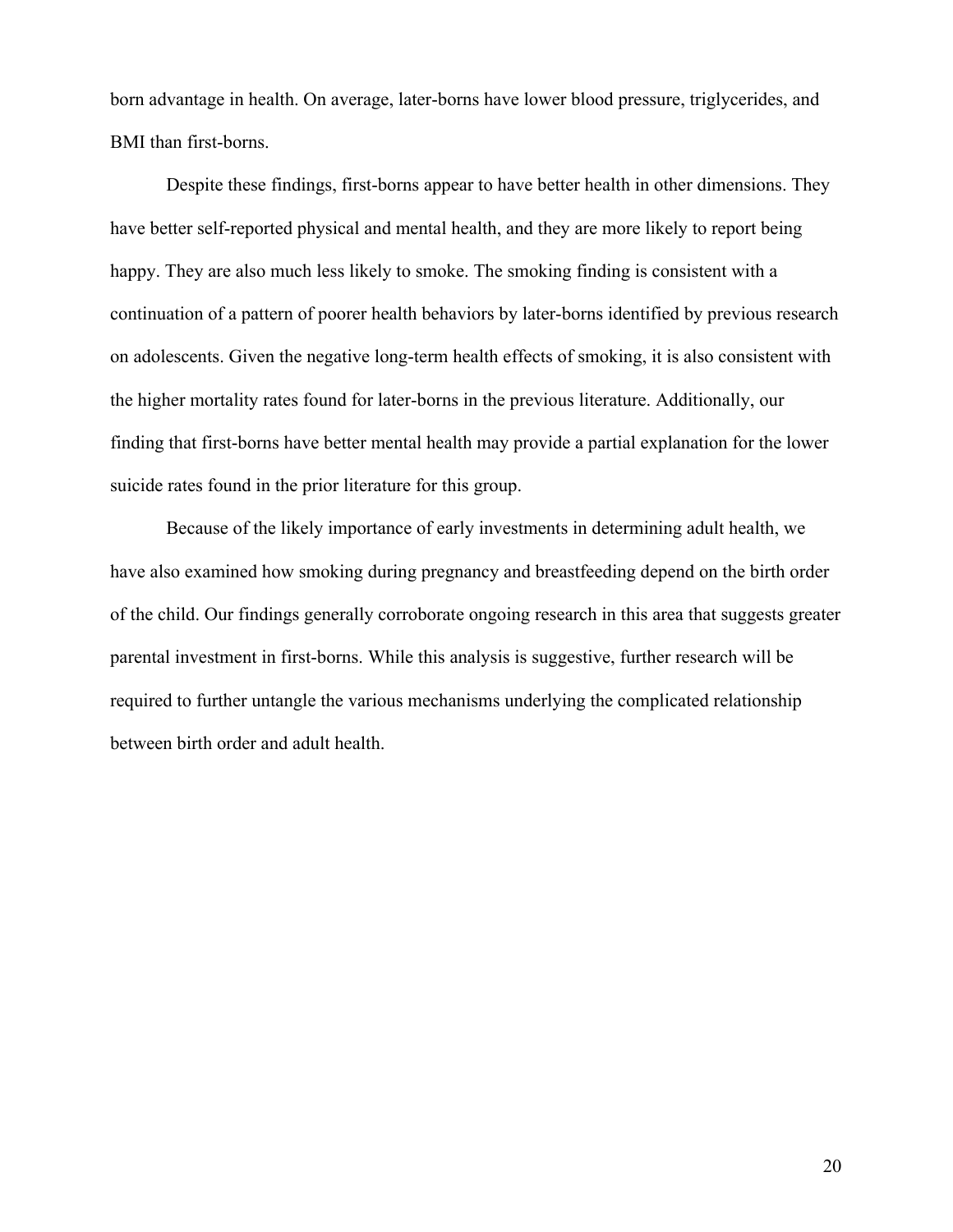born advantage in health. On average, later-borns have lower blood pressure, triglycerides, and BMI than first-borns.

Despite these findings, first-borns appear to have better health in other dimensions. They have better self-reported physical and mental health, and they are more likely to report being happy. They are also much less likely to smoke. The smoking finding is consistent with a continuation of a pattern of poorer health behaviors by later-borns identified by previous research on adolescents. Given the negative long-term health effects of smoking, it is also consistent with the higher mortality rates found for later-borns in the previous literature. Additionally, our finding that first-borns have better mental health may provide a partial explanation for the lower suicide rates found in the prior literature for this group.

Because of the likely importance of early investments in determining adult health, we have also examined how smoking during pregnancy and breastfeeding depend on the birth order of the child. Our findings generally corroborate ongoing research in this area that suggests greater parental investment in first-borns. While this analysis is suggestive, further research will be required to further untangle the various mechanisms underlying the complicated relationship between birth order and adult health.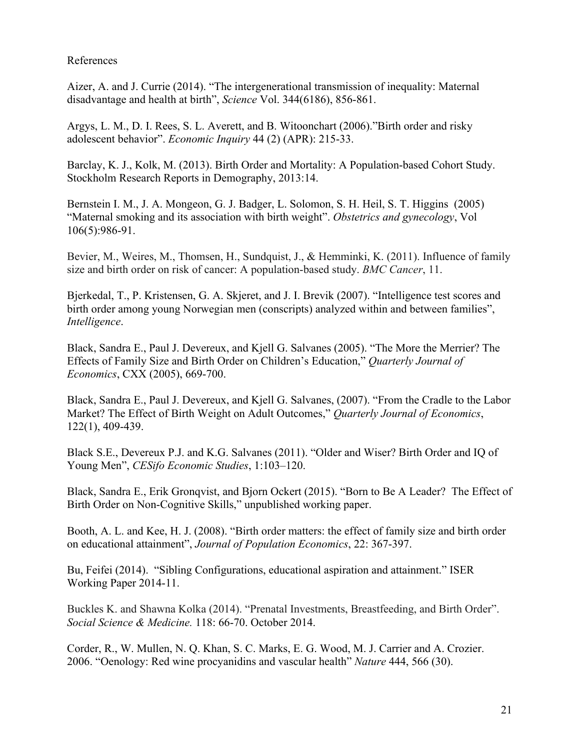References

Aizer, A. and J. Currie (2014). “The intergenerational transmission of inequality: Maternal disadvantage and health at birth”, *Science* Vol. 344(6186), 856-861.

Argys, L. M., D. I. Rees, S. L. Averett, and B. Witoonchart (2006).”Birth order and risky adolescent behavior”. *Economic Inquiry* 44 (2) (APR): 215-33.

Barclay, K. J., Kolk, M. (2013). Birth Order and Mortality: A Population-based Cohort Study. Stockholm Research Reports in Demography, 2013:14.

Bernstein I. M., J. A. Mongeon, G. J. Badger, L. Solomon, S. H. Heil, S. T. Higgins (2005) “Maternal smoking and its association with birth weight”. *Obstetrics and gynecology*, Vol 106(5):986-91.

Bevier, M., Weires, M., Thomsen, H., Sundquist, J., & Hemminki, K. (2011). Influence of family size and birth order on risk of cancer: A population-based study. *BMC Cancer*, 11.

Bjerkedal, T., P. Kristensen, G. A. Skjeret, and J. I. Brevik (2007). “Intelligence test scores and birth order among young Norwegian men (conscripts) analyzed within and between families”, *Intelligence*.

Black, Sandra E., Paul J. Devereux, and Kjell G. Salvanes (2005). “The More the Merrier? The Effects of Family Size and Birth Order on Children’s Education,” *Quarterly Journal of Economics*, CXX (2005), 669-700.

Black, Sandra E., Paul J. Devereux, and Kjell G. Salvanes, (2007). “From the Cradle to the Labor Market? The Effect of Birth Weight on Adult Outcomes,” *Quarterly Journal of Economics*, 122(1), 409-439.

Black S.E., Devereux P.J. and K.G. Salvanes (2011). “Older and Wiser? Birth Order and IQ of Young Men”, *CESifo Economic Studies*, 1:103–120.

Black, Sandra E., Erik Gronqvist, and Bjorn Ockert (2015). “Born to Be A Leader? The Effect of Birth Order on Non-Cognitive Skills,” unpublished working paper.

Booth, A. L. and Kee, H. J. (2008). “Birth order matters: the effect of family size and birth order on educational attainment”, *Journal of Population Economics*, 22: 367-397.

Bu, Feifei (2014). “Sibling Configurations, educational aspiration and attainment.” ISER Working Paper 2014-11.

Buckles K. and Shawna Kolka (2014). “Prenatal Investments, Breastfeeding, and Birth Order”. *Social Science & Medicine.* 118: 66-70. October 2014.

Corder, R., W. Mullen, N. Q. Khan, S. C. Marks, E. G. Wood, M. J. Carrier and A. Crozier. 2006. “Oenology: Red wine procyanidins and vascular health” *Nature* 444, 566 (30).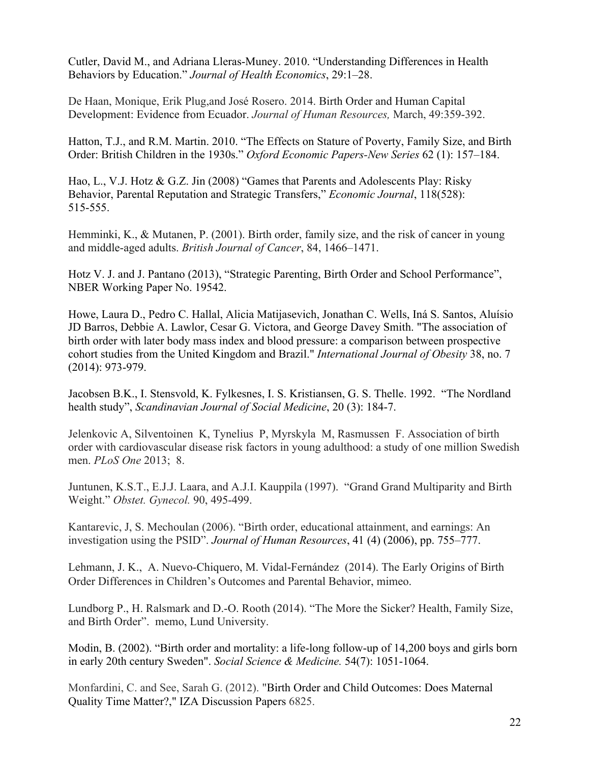Cutler, David M., and Adriana Lleras-Muney. 2010. "Understanding Differences in Health Behaviors by Education." *Journal of Health Economics*, 29:1–28.

De Haan, Monique, Erik Plug,and José Rosero. 2014. Birth Order and Human Capital Development: Evidence from Ecuador. *Journal of Human Resources,* March, 49:359-392.

Hatton, T.J., and R.M. Martin. 2010. "The Effects on Stature of Poverty, Family Size, and Birth Order: British Children in the 1930s." *Oxford Economic Papers-New Series* 62 (1): 157–184.

Hao, L., V.J. Hotz & G.Z. Jin (2008) "Games that Parents and Adolescents Play: Risky Behavior, Parental Reputation and Strategic Transfers," *Economic Journal*, 118(528): 515-555.

Hemminki, K., & Mutanen, P. (2001). Birth order, family size, and the risk of cancer in young and middle-aged adults. *British Journal of Cancer*, 84, 1466–1471.

Hotz V. J. and J. Pantano (2013), "Strategic Parenting, Birth Order and School Performance", NBER Working Paper No. 19542.

Howe, Laura D., Pedro C. Hallal, Alicia Matijasevich, Jonathan C. Wells, Iná S. Santos, Aluísio JD Barros, Debbie A. Lawlor, Cesar G. Victora, and George Davey Smith. "The association of birth order with later body mass index and blood pressure: a comparison between prospective cohort studies from the United Kingdom and Brazil." *International Journal of Obesity* 38, no. 7 (2014): 973-979.

Jacobsen B.K., I. Stensvold, K. Fylkesnes, I. S. Kristiansen, G. S. Thelle. 1992. "The Nordland health study", *Scandinavian Journal of Social Medicine*, 20 (3): 184-7.

Jelenkovic A, Silventoinen K, Tynelius P, Myrskyla M, Rasmussen F. Association of birth order with cardiovascular disease risk factors in young adulthood: a study of one million Swedish men. *PLoS One* 2013; 8.

Juntunen, K.S.T., E.J.J. Laara, and A.J.I. Kauppila (1997). "Grand Grand Multiparity and Birth Weight." *Obstet. Gynecol.* 90, 495-499.

Kantarevic, J, S. Mechoulan (2006). "Birth order, educational attainment, and earnings: An investigation using the PSID". *Journal of Human Resources*, 41 (4) (2006), pp. 755–777.

Lehmann, J. K., A. Nuevo-Chiquero, M. Vidal-Fernández (2014). The Early Origins of Birth Order Differences in Children's Outcomes and Parental Behavior, mimeo.

Lundborg P., H. Ralsmark and D.-O. Rooth (2014). "The More the Sicker? Health, Family Size, and Birth Order". memo, Lund University.

Modin, B. (2002). "Birth order and mortality: a life-long follow-up of 14,200 boys and girls born in early 20th century Sweden". *Social Science & Medicine.* 54(7): 1051-1064.

Monfardini, C. and See, Sarah G. (2012). "Birth Order and Child Outcomes: Does Maternal Quality Time Matter?," IZA Discussion Papers 6825.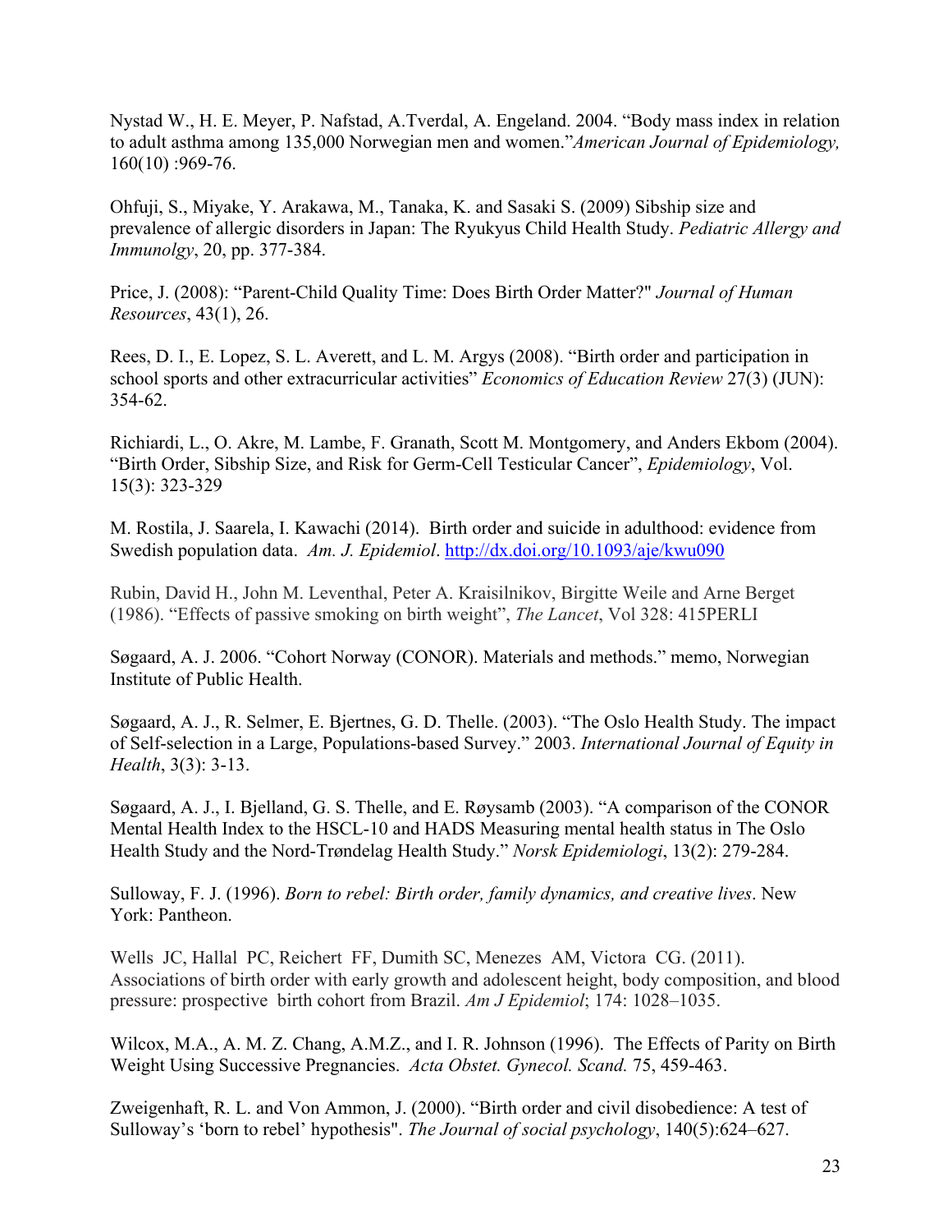Nystad W., H. E. Meyer, P. Nafstad, A.Tverdal, A. Engeland. 2004. "Body mass index in relation to adult asthma among 135,000 Norwegian men and women."*American Journal of Epidemiology,* 160(10) :969-76.

Ohfuji, S., Miyake, Y. Arakawa, M., Tanaka, K. and Sasaki S. (2009) Sibship size and prevalence of allergic disorders in Japan: The Ryukyus Child Health Study. *Pediatric Allergy and Immunolgy*, 20, pp. 377-384.

Price, J. (2008): "Parent-Child Quality Time: Does Birth Order Matter?" *Journal of Human Resources*, 43(1), 26.

Rees, D. I., E. Lopez, S. L. Averett, and L. M. Argys (2008). "Birth order and participation in school sports and other extracurricular activities" *Economics of Education Review* 27(3) (JUN): 354-62.

Richiardi, L., O. Akre, M. Lambe, F. Granath, Scott M. Montgomery, and Anders Ekbom (2004). "Birth Order, Sibship Size, and Risk for Germ-Cell Testicular Cancer", *Epidemiology*, Vol. 15(3): 323-329

M. Rostila, J. Saarela, I. Kawachi (2014). Birth order and suicide in adulthood: evidence from Swedish population data. *Am. J. Epidemiol*. http://dx.doi.org/10.1093/aje/kwu090

Rubin, David H., John M. Leventhal, Peter A. Kraisilnikov, Birgitte Weile and Arne Berget (1986). "Effects of passive smoking on birth weight", *The Lancet*, Vol 328: 415PERLI

Søgaard, A. J. 2006. "Cohort Norway (CONOR). Materials and methods." memo, Norwegian Institute of Public Health.

Søgaard, A. J., R. Selmer, E. Bjertnes, G. D. Thelle. (2003). "The Oslo Health Study. The impact of Self-selection in a Large, Populations-based Survey." 2003. *International Journal of Equity in Health*, 3(3): 3-13.

Søgaard, A. J., I. Bjelland, G. S. Thelle, and E. Røysamb (2003). "A comparison of the CONOR Mental Health Index to the HSCL-10 and HADS Measuring mental health status in The Oslo Health Study and the Nord-Trøndelag Health Study." *Norsk Epidemiologi*, 13(2): 279-284.

Sulloway, F. J. (1996). *Born to rebel: Birth order, family dynamics, and creative lives*. New York: Pantheon.

Wells JC, Hallal PC, Reichert FF, Dumith SC, Menezes AM, Victora CG. (2011). Associations of birth order with early growth and adolescent height, body composition, and blood pressure: prospective birth cohort from Brazil. *Am J Epidemiol*; 174: 1028–1035.

Wilcox, M.A., A. M. Z. Chang, A.M.Z., and I. R. Johnson (1996). The Effects of Parity on Birth Weight Using Successive Pregnancies. *Acta Obstet. Gynecol. Scand.* 75, 459-463.

Zweigenhaft, R. L. and Von Ammon, J. (2000). "Birth order and civil disobedience: A test of Sulloway's 'born to rebel' hypothesis". *The Journal of social psychology*, 140(5):624–627.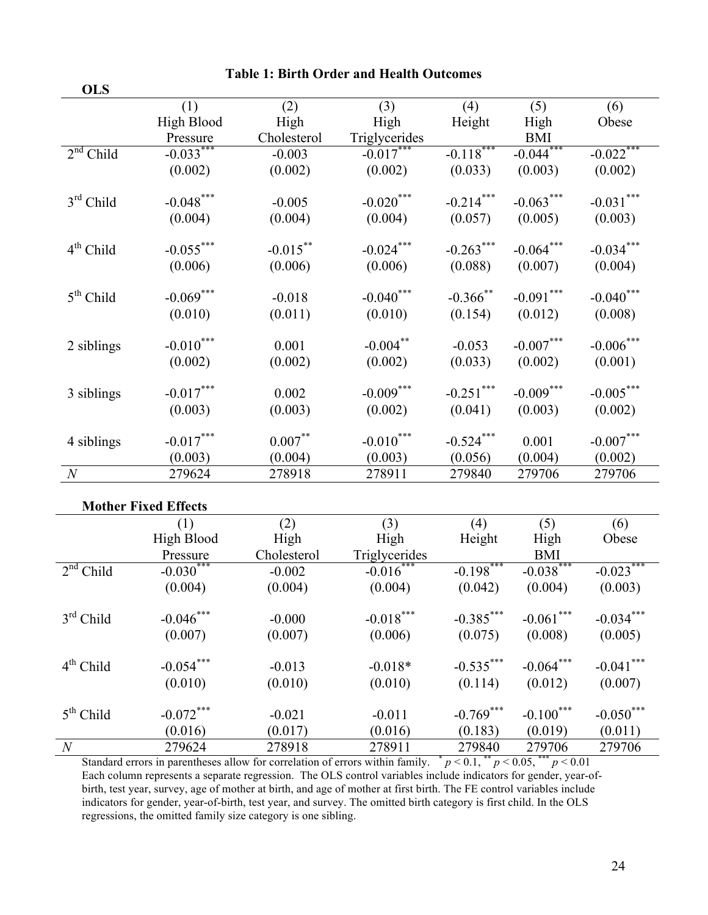**Table 1: Birth Order and Health Outcomes**

**OLS**

| | (1) High Blood Pressure | (2) High Cholesterol | (3) High Triglycerides | (4) Height | (5) High BMI | (6) Obese |
|---|---|---|---|---|---|---|
| 2nd Child | -0.033*** | -0.003 | -0.017*** | -0.118*** | -0.044*** | -0.022*** |
| | (0.002) | (0.002) | (0.002) | (0.033) | (0.003) | (0.002) |
| 3rd Child | -0.048*** | -0.005 | -0.020*** | -0.214*** | -0.063*** | -0.031*** |
| | (0.004) | (0.004) | (0.004) | (0.057) | (0.005) | (0.003) |
| 4th Child | -0.055*** | -0.015** | -0.024*** | -0.263*** | -0.064*** | -0.034*** |
| | (0.006) | (0.006) | (0.006) | (0.088) | (0.007) | (0.004) |
| 5th Child | -0.069*** | -0.018 | -0.040*** | -0.366** | -0.091*** | -0.040*** |
| | (0.010) | (0.011) | (0.010) | (0.154) | (0.012) | (0.008) |
| 2 siblings | -0.010*** | 0.001 | -0.004** | -0.053 | -0.007*** | -0.006*** |
| | (0.002) | (0.002) | (0.002) | (0.033) | (0.002) | (0.001) |
| 3 siblings | -0.017*** | 0.002 | -0.009*** | -0.251*** | -0.009*** | -0.005*** |
| | (0.003) | (0.003) | (0.002) | (0.041) | (0.003) | (0.002) |
| 4 siblings | -0.017*** | 0.007** | -0.010*** | -0.524*** | 0.001 | -0.007*** |
| | (0.003) | (0.004) | (0.003) | (0.056) | (0.004) | (0.002) |
| *N* | 279624 | 278918 | 278911 | 279840 | 279706 | 279706 |

**Mother Fixed Effects**

| | (1) High Blood Pressure | (2) High Cholesterol | (3) High Triglycerides | (4) Height | (5) High BMI | (6) Obese |
|---|---|---|---|---|---|---|
| 2nd Child | -0.030*** | -0.002 | -0.016*** | -0.198*** | -0.038*** | -0.023*** |
| | (0.004) | (0.004) | (0.004) | (0.042) | (0.004) | (0.003) |
| 3rd Child | -0.046*** | -0.000 | -0.018*** | -0.385*** | -0.061*** | -0.034*** |
| | (0.007) | (0.007) | (0.006) | (0.075) | (0.008) | (0.005) |
| 4th Child | -0.054*** | -0.013 | -0.018* | -0.535*** | -0.064*** | -0.041*** |
| | (0.010) | (0.010) | (0.010) | (0.114) | (0.012) | (0.007) |
| 5th Child | -0.072*** | -0.021 | -0.011 | -0.769*** | -0.100*** | -0.050*** |
| | (0.016) | (0.017) | (0.016) | (0.183) | (0.019) | (0.011) |
| *N* | 279624 | 278918 | 278911 | 279840 | 279706 | 279706 |

Standard errors in parentheses allow for correlation of errors within family. * $p < 0.1$, ** $p < 0.05$, *** $p < 0.01$
Each column represents a separate regression. The OLS control variables include indicators for gender, year-of-birth, test year, survey, age of mother at birth, and age of mother at first birth. The FE control variables include indicators for gender, year-of-birth, test year, and survey. The omitted birth category is first child. In the OLS regressions, the omitted family size category is one sibling.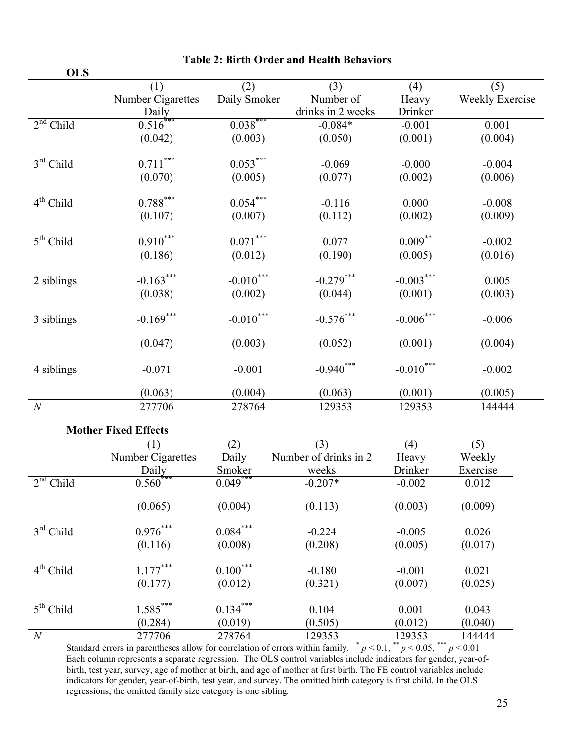**Table 2: Birth Order and Health Behaviors**

**OLS**

| | (1) Number Cigarettes Daily | (2) Daily Smoker | (3) Number of drinks in 2 weeks | (4) Heavy Drinker | (5) Weekly Exercise |
|---|---|---|---|---|---|
| $2^{nd}$ Child | 0.516*** | 0.038*** | -0.084* | -0.001 | 0.001 |
| | (0.042) | (0.003) | (0.050) | (0.001) | (0.004) |
| $3^{rd}$ Child | 0.711*** | 0.053*** | -0.069 | -0.000 | -0.004 |
| | (0.070) | (0.005) | (0.077) | (0.002) | (0.006) |
| $4^{th}$ Child | 0.788*** | 0.054*** | -0.116 | 0.000 | -0.008 |
| | (0.107) | (0.007) | (0.112) | (0.002) | (0.009) |
| $5^{th}$ Child | 0.910*** | 0.071*** | 0.077 | 0.009** | -0.002 |
| | (0.186) | (0.012) | (0.190) | (0.005) | (0.016) |
| 2 siblings | -0.163*** | -0.010*** | -0.279*** | -0.003*** | 0.005 |
| | (0.038) | (0.002) | (0.044) | (0.001) | (0.003) |
| 3 siblings | -0.169*** | -0.010*** | -0.576*** | -0.006*** | -0.006 |
| | (0.047) | (0.003) | (0.052) | (0.001) | (0.004) |
| 4 siblings | -0.071 | -0.001 | -0.940*** | -0.010*** | -0.002 |
| | (0.063) | (0.004) | (0.063) | (0.001) | (0.005) |
| *N* | 277706 | 278764 | 129353 | 129353 | 144444 |

**Mother Fixed Effects**

| | (1) Number Cigarettes Daily | (2) Daily Smoker | (3) Number of drinks in 2 weeks | (4) Heavy Drinker | (5) Weekly Exercise |
|---|---|---|---|---|---|
| $2^{nd}$ Child | 0.560*** | 0.049*** | -0.207* | -0.002 | 0.012 |
| | (0.065) | (0.004) | (0.113) | (0.003) | (0.009) |
| $3^{rd}$ Child | 0.976*** | 0.084*** | -0.224 | -0.005 | 0.026 |
| | (0.116) | (0.008) | (0.208) | (0.005) | (0.017) |
| $4^{th}$ Child | 1.177*** | 0.100*** | -0.180 | -0.001 | 0.021 |
| | (0.177) | (0.012) | (0.321) | (0.007) | (0.025) |
| $5^{th}$ Child | 1.585*** | 0.134*** | 0.104 | 0.001 | 0.043 |
| | (0.284) | (0.019) | (0.505) | (0.012) | (0.040) |
| *N* | 277706 | 278764 | 129353 | 129353 | 144444 |

Standard errors in parentheses allow for correlation of errors within family. * $p < 0.1$, ** $p < 0.05$, *** $p < 0.01$
Each column represents a separate regression. The OLS control variables include indicators for gender, year-of-birth, test year, survey, age of mother at birth, and age of mother at first birth. The FE control variables include indicators for gender, year-of-birth, test year, and survey. The omitted birth category is first child. In the OLS regressions, the omitted family size category is one sibling.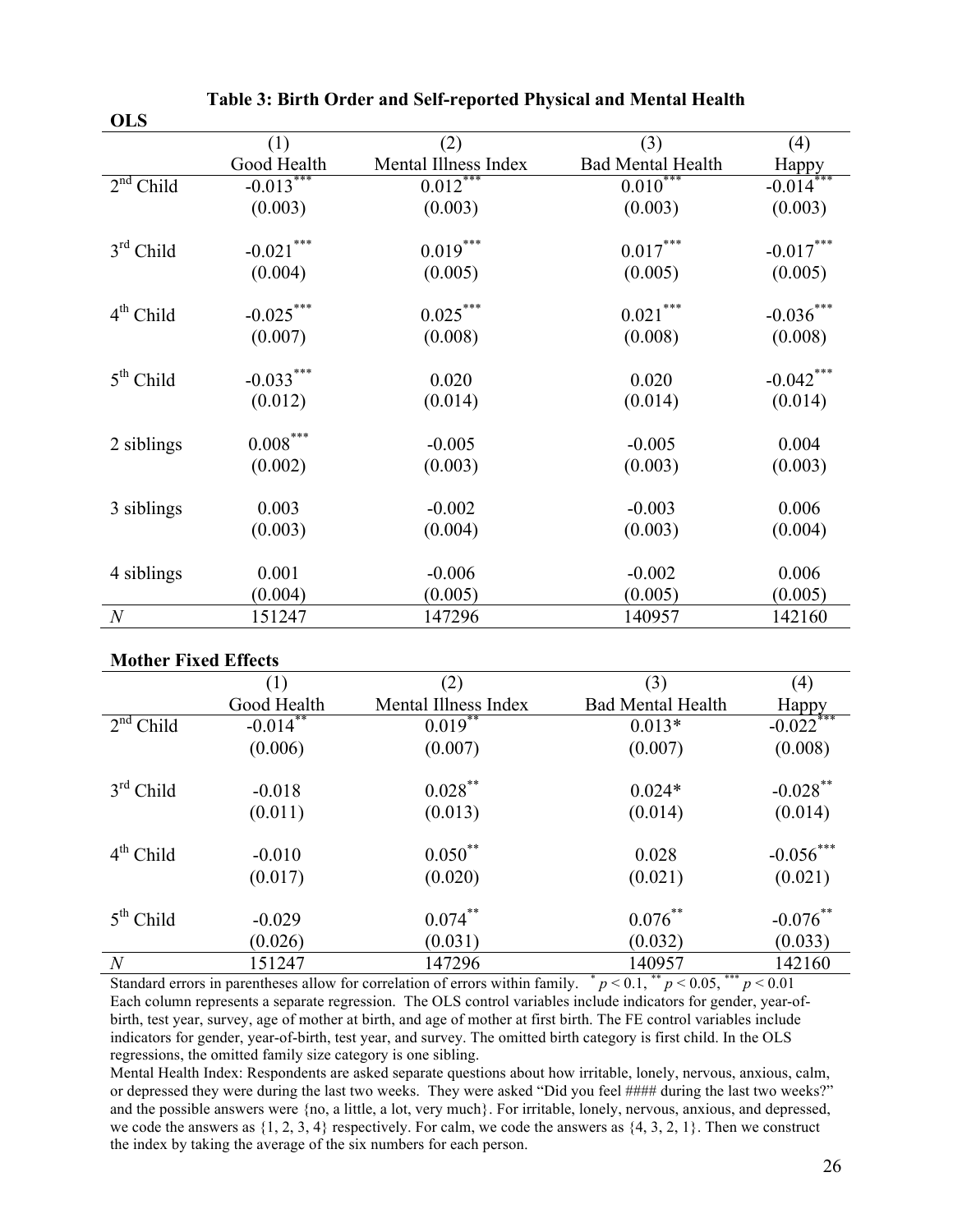**Table 3: Birth Order and Self-reported Physical and Mental Health**

**OLS**

| | (1) | (2) | (3) | (4) |
|---|---|---|---|---|
| | Good Health | Mental Illness Index | Bad Mental Health | Happy |
| $2^{nd}$ Child | $-0.013^{***}$ | $0.012^{***}$ | $0.010^{***}$ | $-0.014^{***}$ |
| | (0.003) | (0.003) | (0.003) | (0.003) |
| $3^{rd}$ Child | $-0.021^{***}$ | $0.019^{***}$ | $0.017^{***}$ | $-0.017^{***}$ |
| | (0.004) | (0.005) | (0.005) | (0.005) |
| $4^{th}$ Child | $-0.025^{***}$ | $0.025^{***}$ | $0.021^{***}$ | $-0.036^{***}$ |
| | (0.007) | (0.008) | (0.008) | (0.008) |
| $5^{th}$ Child | $-0.033^{***}$ | 0.020 | 0.020 | $-0.042^{***}$ |
| | (0.012) | (0.014) | (0.014) | (0.014) |
| 2 siblings | $0.008^{***}$ | -0.005 | -0.005 | 0.004 |
| | (0.002) | (0.003) | (0.003) | (0.003) |
| 3 siblings | 0.003 | -0.002 | -0.003 | 0.006 |
| | (0.003) | (0.004) | (0.003) | (0.004) |
| 4 siblings | 0.001 | -0.006 | -0.002 | 0.006 |
| | (0.004) | (0.005) | (0.005) | (0.005) |
| *N* | 151247 | 147296 | 140957 | 142160 |

**Mother Fixed Effects**

| | (1) | (2) | (3) | (4) |
|---|---|---|---|---|
| | Good Health | Mental Illness Index | Bad Mental Health | Happy |
| $2^{nd}$ Child | $-0.014^{**}$ | $0.019^{**}$ | $0.013^{*}$ | $-0.022^{***}$ |
| | (0.006) | (0.007) | (0.007) | (0.008) |
| $3^{rd}$ Child | -0.018 | $0.028^{**}$ | $0.024^{*}$ | $-0.028^{**}$ |
| | (0.011) | (0.013) | (0.014) | (0.014) |
| $4^{th}$ Child | -0.010 | $0.050^{**}$ | 0.028 | $-0.056^{***}$ |
| | (0.017) | (0.020) | (0.021) | (0.021) |
| $5^{th}$ Child | -0.029 | $0.074^{**}$ | $0.076^{**}$ | $-0.076^{**}$ |
| | (0.026) | (0.031) | (0.032) | (0.033) |
| *N* | 151247 | 147296 | 140957 | 142160 |

Standard errors in parentheses allow for correlation of errors within family. $^{*}$ $p < 0.1$, $^{**}$ $p < 0.05$, $^{***}$ $p < 0.01$

Each column represents a separate regression. The OLS control variables include indicators for gender, year-of-birth, test year, survey, age of mother at birth, and age of mother at first birth. The FE control variables include indicators for gender, year-of-birth, test year, and survey. The omitted birth category is first child. In the OLS regressions, the omitted family size category is one sibling.

Mental Health Index: Respondents are asked separate questions about how irritable, lonely, nervous, anxious, calm, or depressed they were during the last two weeks. They were asked "Did you feel #### during the last two weeks?" and the possible answers were {no, a little, a lot, very much}. For irritable, lonely, nervous, anxious, and depressed, we code the answers as {1, 2, 3, 4} respectively. For calm, we code the answers as {4, 3, 2, 1}. Then we construct the index by taking the average of the six numbers for each person.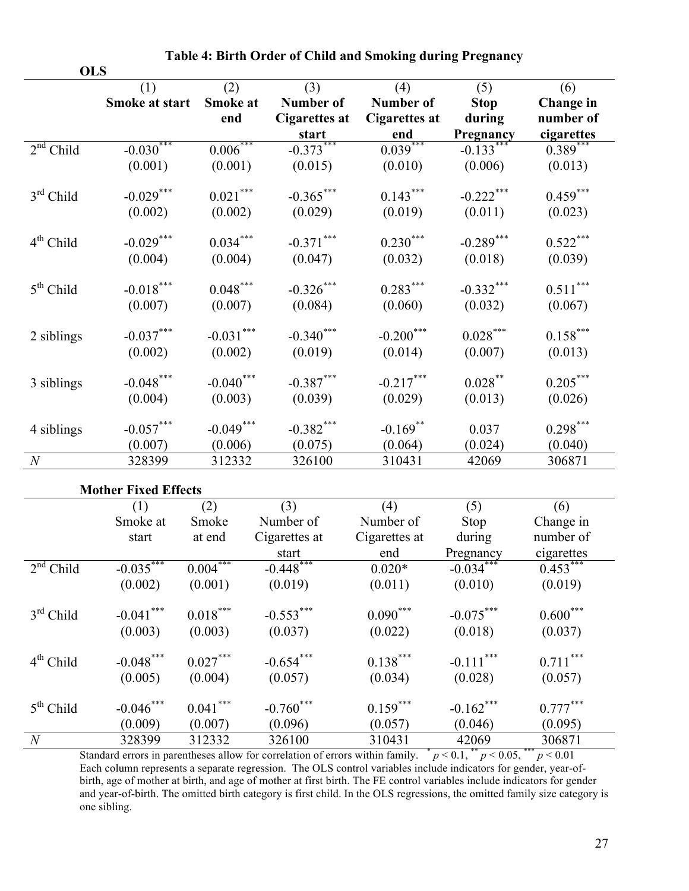**Table 4: Birth Order of Child and Smoking during Pregnancy**

**OLS**

| | (1) Smoke at start | (2) Smoke at end | (3) Number of Cigarettes at start | (4) Number of Cigarettes at end | (5) Stop during Pregnancy | (6) Change in number of cigarettes |
|---|---|---|---|---|---|---|
| 2nd Child | -0.030*** | 0.006*** | -0.373*** | 0.039*** | -0.133*** | 0.389*** |
| | (0.001) | (0.001) | (0.015) | (0.010) | (0.006) | (0.013) |
| 3rd Child | -0.029*** | 0.021*** | -0.365*** | 0.143*** | -0.222*** | 0.459*** |
| | (0.002) | (0.002) | (0.029) | (0.019) | (0.011) | (0.023) |
| 4th Child | -0.029*** | 0.034*** | -0.371*** | 0.230*** | -0.289*** | 0.522*** |
| | (0.004) | (0.004) | (0.047) | (0.032) | (0.018) | (0.039) |
| 5th Child | -0.018*** | 0.048*** | -0.326*** | 0.283*** | -0.332*** | 0.511*** |
| | (0.007) | (0.007) | (0.084) | (0.060) | (0.032) | (0.067) |
| 2 siblings | -0.037*** | -0.031*** | -0.340*** | -0.200*** | 0.028*** | 0.158*** |
| | (0.002) | (0.002) | (0.019) | (0.014) | (0.007) | (0.013) |
| 3 siblings | -0.048*** | -0.040*** | -0.387*** | -0.217*** | 0.028** | 0.205*** |
| | (0.004) | (0.003) | (0.039) | (0.029) | (0.013) | (0.026) |
| 4 siblings | -0.057*** | -0.049*** | -0.382*** | -0.169** | 0.037 | 0.298*** |
| | (0.007) | (0.006) | (0.075) | (0.064) | (0.024) | (0.040) |
| $N$ | 328399 | 312332 | 326100 | 310431 | 42069 | 306871 |

**Mother Fixed Effects**

| | (1) Smoke at start | (2) Smoke at end | (3) Number of Cigarettes at start | (4) Number of Cigarettes at end | (5) Stop during Pregnancy | (6) Change in number of cigarettes |
|---|---|---|---|---|---|---|
| 2nd Child | -0.035*** | 0.004*** | -0.448*** | 0.020* | -0.034*** | 0.453*** |
| | (0.002) | (0.001) | (0.019) | (0.011) | (0.010) | (0.019) |
| 3rd Child | -0.041*** | 0.018*** | -0.553*** | 0.090*** | -0.075*** | 0.600*** |
| | (0.003) | (0.003) | (0.037) | (0.022) | (0.018) | (0.037) |
| 4th Child | -0.048*** | 0.027*** | -0.654*** | 0.138*** | -0.111*** | 0.711*** |
| | (0.005) | (0.004) | (0.057) | (0.034) | (0.028) | (0.057) |
| 5th Child | -0.046*** | 0.041*** | -0.760*** | 0.159*** | -0.162*** | 0.777*** |
| | (0.009) | (0.007) | (0.096) | (0.057) | (0.046) | (0.095) |
| $N$ | 328399 | 312332 | 326100 | 310431 | 42069 | 306871 |

Standard errors in parentheses allow for correlation of errors within family. * $p < 0.1$, ** $p < 0.05$, *** $p < 0.01$
Each column represents a separate regression. The OLS control variables include indicators for gender, year-of-birth, age of mother at birth, and age of mother at first birth. The FE control variables include indicators for gender and year-of-birth. The omitted birth category is first child. In the OLS regressions, the omitted family size category is one sibling.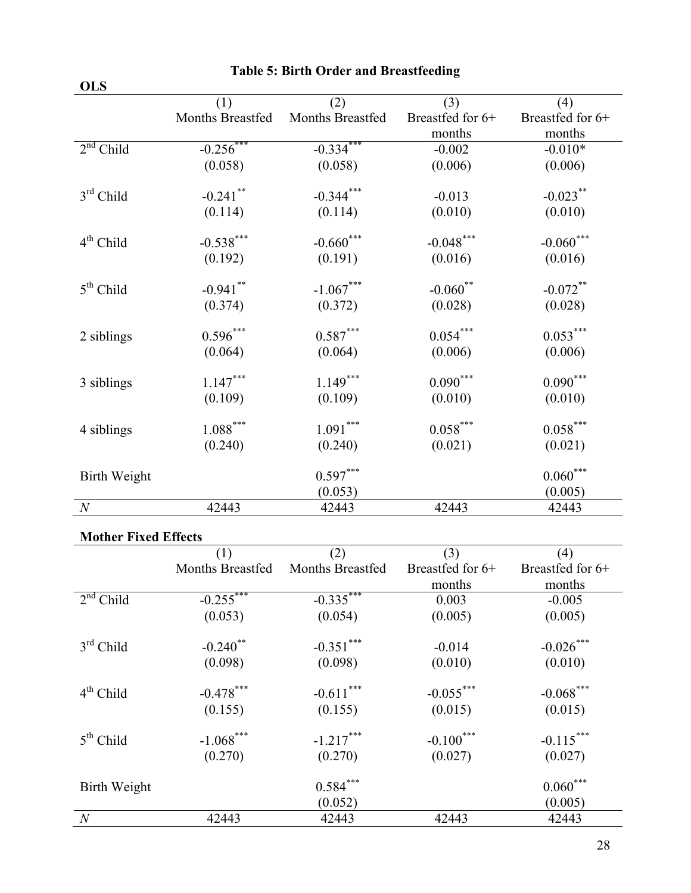**Table 5: Birth Order and Breastfeeding**

**OLS**

| | (1) Months Breastfed | (2) Months Breastfed | (3) Breastfed for 6+ months | (4) Breastfed for 6+ months |
|---|---|---|---|---|
| 2nd Child | -0.256*** | -0.334*** | -0.002 | -0.010* |
| | (0.058) | (0.058) | (0.006) | (0.006) |
| 3rd Child | -0.241** | -0.344*** | -0.013 | -0.023** |
| | (0.114) | (0.114) | (0.010) | (0.010) |
| 4th Child | -0.538*** | -0.660*** | -0.048*** | -0.060*** |
| | (0.192) | (0.191) | (0.016) | (0.016) |
| 5th Child | -0.941** | -1.067*** | -0.060** | -0.072** |
| | (0.374) | (0.372) | (0.028) | (0.028) |
| 2 siblings | 0.596*** | 0.587*** | 0.054*** | 0.053*** |
| | (0.064) | (0.064) | (0.006) | (0.006) |
| 3 siblings | 1.147*** | 1.149*** | 0.090*** | 0.090*** |
| | (0.109) | (0.109) | (0.010) | (0.010) |
| 4 siblings | 1.088*** | 1.091*** | 0.058*** | 0.058*** |
| | (0.240) | (0.240) | (0.021) | (0.021) |
| Birth Weight | | 0.597*** | | 0.060*** |
| | | (0.053) | | (0.005) |
| *N* | 42443 | 42443 | 42443 | 42443 |

**Mother Fixed Effects**

| | (1) Months Breastfed | (2) Months Breastfed | (3) Breastfed for 6+ months | (4) Breastfed for 6+ months |
|---|---|---|---|---|
| 2nd Child | -0.255*** | -0.335*** | 0.003 | -0.005 |
| | (0.053) | (0.054) | (0.005) | (0.005) |
| 3rd Child | -0.240** | -0.351*** | -0.014 | -0.026*** |
| | (0.098) | (0.098) | (0.010) | (0.010) |
| 4th Child | -0.478*** | -0.611*** | -0.055*** | -0.068*** |
| | (0.155) | (0.155) | (0.015) | (0.015) |
| 5th Child | -1.068*** | -1.217*** | -0.100*** | -0.115*** |
| | (0.270) | (0.270) | (0.027) | (0.027) |
| Birth Weight | | 0.584*** | | 0.060*** |
| | | (0.052) | | (0.005) |
| *N* | 42443 | 42443 | 42443 | 42443 |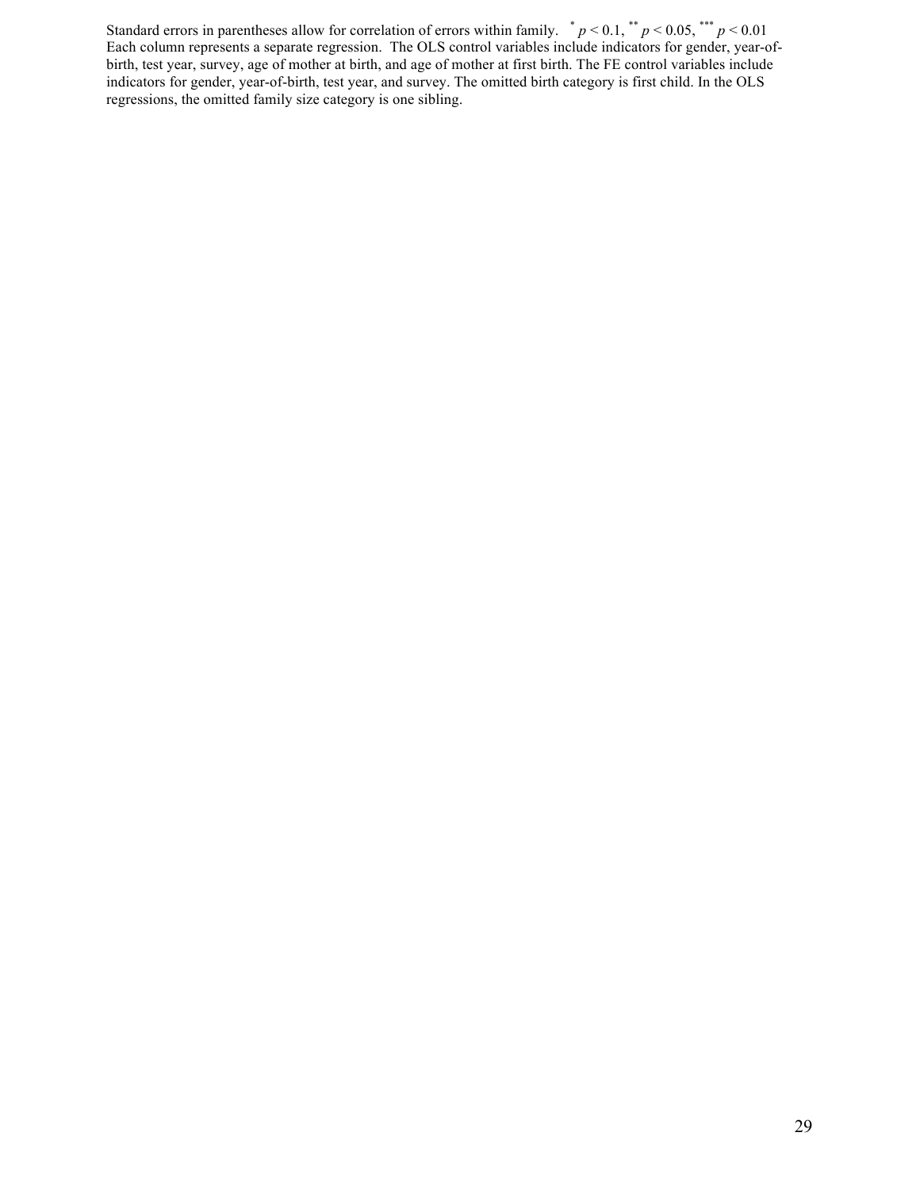Standard errors in parentheses allow for correlation of errors within family. [*] $p < 0.1$, [**] $p < 0.05$, [***] $p < 0.01$
Each column represents a separate regression. The OLS control variables include indicators for gender, year-of-birth, test year, survey, age of mother at birth, and age of mother at first birth. The FE control variables include indicators for gender, year-of-birth, test year, and survey. The omitted birth category is first child. In the OLS regressions, the omitted family size category is one sibling.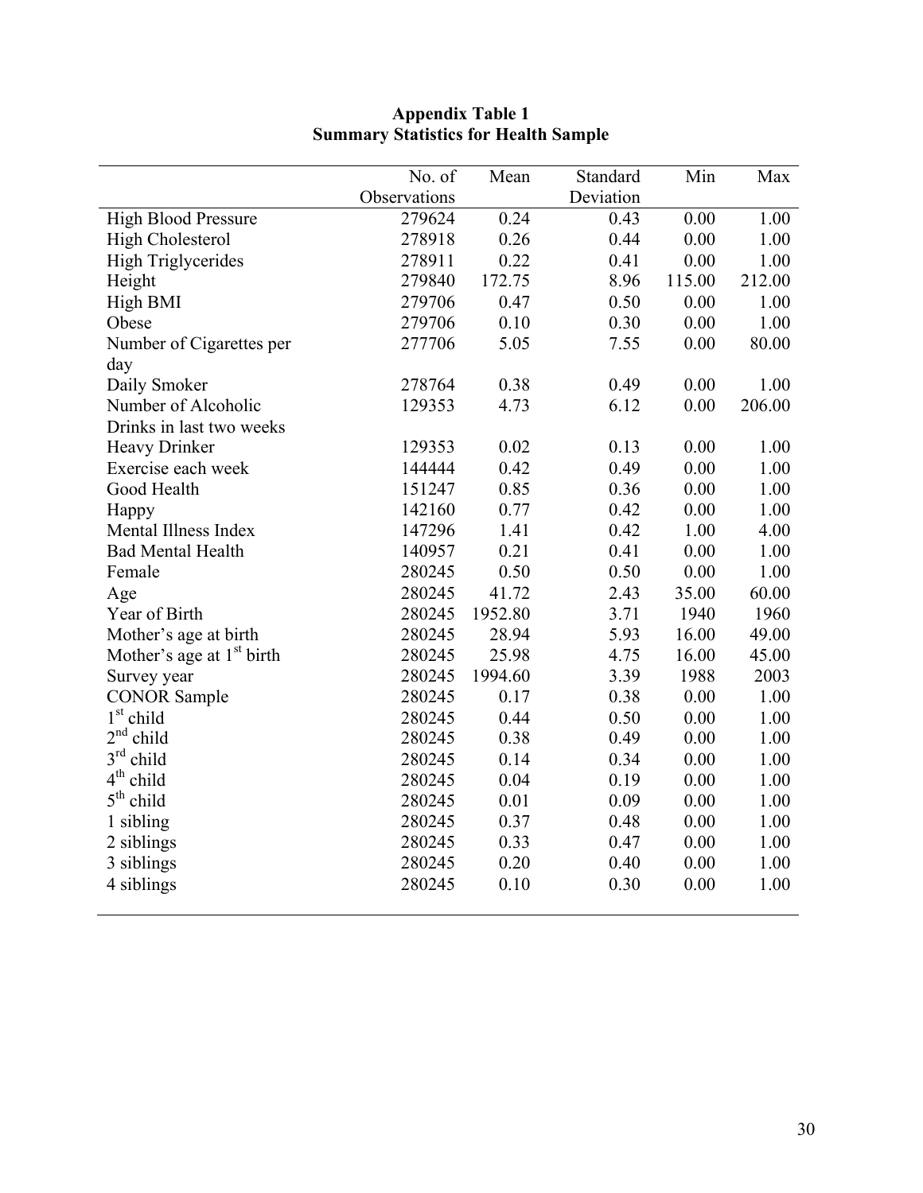**Appendix Table 1**
**Summary Statistics for Health Sample**

| | No. of Observations | Mean | Standard Deviation | Min | Max |
|---|---|---|---|---|---|
| High Blood Pressure | 279624 | 0.24 | 0.43 | 0.00 | 1.00 |
| High Cholesterol | 278918 | 0.26 | 0.44 | 0.00 | 1.00 |
| High Triglycerides | 278911 | 0.22 | 0.41 | 0.00 | 1.00 |
| Height | 279840 | 172.75 | 8.96 | 115.00 | 212.00 |
| High BMI | 279706 | 0.47 | 0.50 | 0.00 | 1.00 |
| Obese | 279706 | 0.10 | 0.30 | 0.00 | 1.00 |
| Number of Cigarettes per day | 277706 | 5.05 | 7.55 | 0.00 | 80.00 |
| Daily Smoker | 278764 | 0.38 | 0.49 | 0.00 | 1.00 |
| Number of Alcoholic Drinks in last two weeks | 129353 | 4.73 | 6.12 | 0.00 | 206.00 |
| Heavy Drinker | 129353 | 0.02 | 0.13 | 0.00 | 1.00 |
| Exercise each week | 144444 | 0.42 | 0.49 | 0.00 | 1.00 |
| Good Health | 151247 | 0.85 | 0.36 | 0.00 | 1.00 |
| Happy | 142160 | 0.77 | 0.42 | 0.00 | 1.00 |
| Mental Illness Index | 147296 | 1.41 | 0.42 | 1.00 | 4.00 |
| Bad Mental Health | 140957 | 0.21 | 0.41 | 0.00 | 1.00 |
| Female | 280245 | 0.50 | 0.50 | 0.00 | 1.00 |
| Age | 280245 | 41.72 | 2.43 | 35.00 | 60.00 |
| Year of Birth | 280245 | 1952.80 | 3.71 | 1940 | 1960 |
| Mother's age at birth | 280245 | 28.94 | 5.93 | 16.00 | 49.00 |
| Mother's age at 1st birth | 280245 | 25.98 | 4.75 | 16.00 | 45.00 |
| Survey year | 280245 | 1994.60 | 3.39 | 1988 | 2003 |
| CONOR Sample | 280245 | 0.17 | 0.38 | 0.00 | 1.00 |
| 1st child | 280245 | 0.44 | 0.50 | 0.00 | 1.00 |
| 2nd child | 280245 | 0.38 | 0.49 | 0.00 | 1.00 |
| 3rd child | 280245 | 0.14 | 0.34 | 0.00 | 1.00 |
| 4th child | 280245 | 0.04 | 0.19 | 0.00 | 1.00 |
| 5th child | 280245 | 0.01 | 0.09 | 0.00 | 1.00 |
| 1 sibling | 280245 | 0.37 | 0.48 | 0.00 | 1.00 |
| 2 siblings | 280245 | 0.33 | 0.47 | 0.00 | 1.00 |
| 3 siblings | 280245 | 0.20 | 0.40 | 0.00 | 1.00 |
| 4 siblings | 280245 | 0.10 | 0.30 | 0.00 | 1.00 |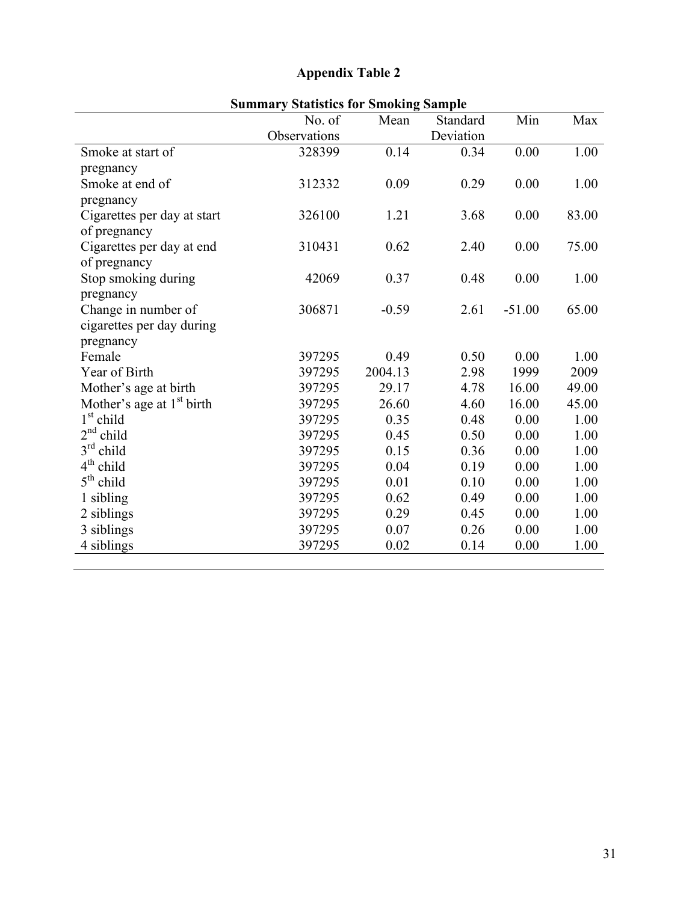## Appendix Table 2

**Summary Statistics for Smoking Sample**

| | No. of Observations | Mean | Standard Deviation | Min | Max |
|---|---|---|---|---|---|
| Smoke at start of pregnancy | 328399 | 0.14 | 0.34 | 0.00 | 1.00 |
| Smoke at end of pregnancy | 312332 | 0.09 | 0.29 | 0.00 | 1.00 |
| Cigarettes per day at start of pregnancy | 326100 | 1.21 | 3.68 | 0.00 | 83.00 |
| Cigarettes per day at end of pregnancy | 310431 | 0.62 | 2.40 | 0.00 | 75.00 |
| Stop smoking during pregnancy | 42069 | 0.37 | 0.48 | 0.00 | 1.00 |
| Change in number of cigarettes per day during pregnancy | 306871 | -0.59 | 2.61 | -51.00 | 65.00 |
| Female | 397295 | 0.49 | 0.50 | 0.00 | 1.00 |
| Year of Birth | 397295 | 2004.13 | 2.98 | 1999 | 2009 |
| Mother's age at birth | 397295 | 29.17 | 4.78 | 16.00 | 49.00 |
| Mother's age at 1st birth | 397295 | 26.60 | 4.60 | 16.00 | 45.00 |
| 1st child | 397295 | 0.35 | 0.48 | 0.00 | 1.00 |
| 2nd child | 397295 | 0.45 | 0.50 | 0.00 | 1.00 |
| 3rd child | 397295 | 0.15 | 0.36 | 0.00 | 1.00 |
| 4th child | 397295 | 0.04 | 0.19 | 0.00 | 1.00 |
| 5th child | 397295 | 0.01 | 0.10 | 0.00 | 1.00 |
| 1 sibling | 397295 | 0.62 | 0.49 | 0.00 | 1.00 |
| 2 siblings | 397295 | 0.29 | 0.45 | 0.00 | 1.00 |
| 3 siblings | 397295 | 0.07 | 0.26 | 0.00 | 1.00 |
| 4 siblings | 397295 | 0.02 | 0.14 | 0.00 | 1.00 |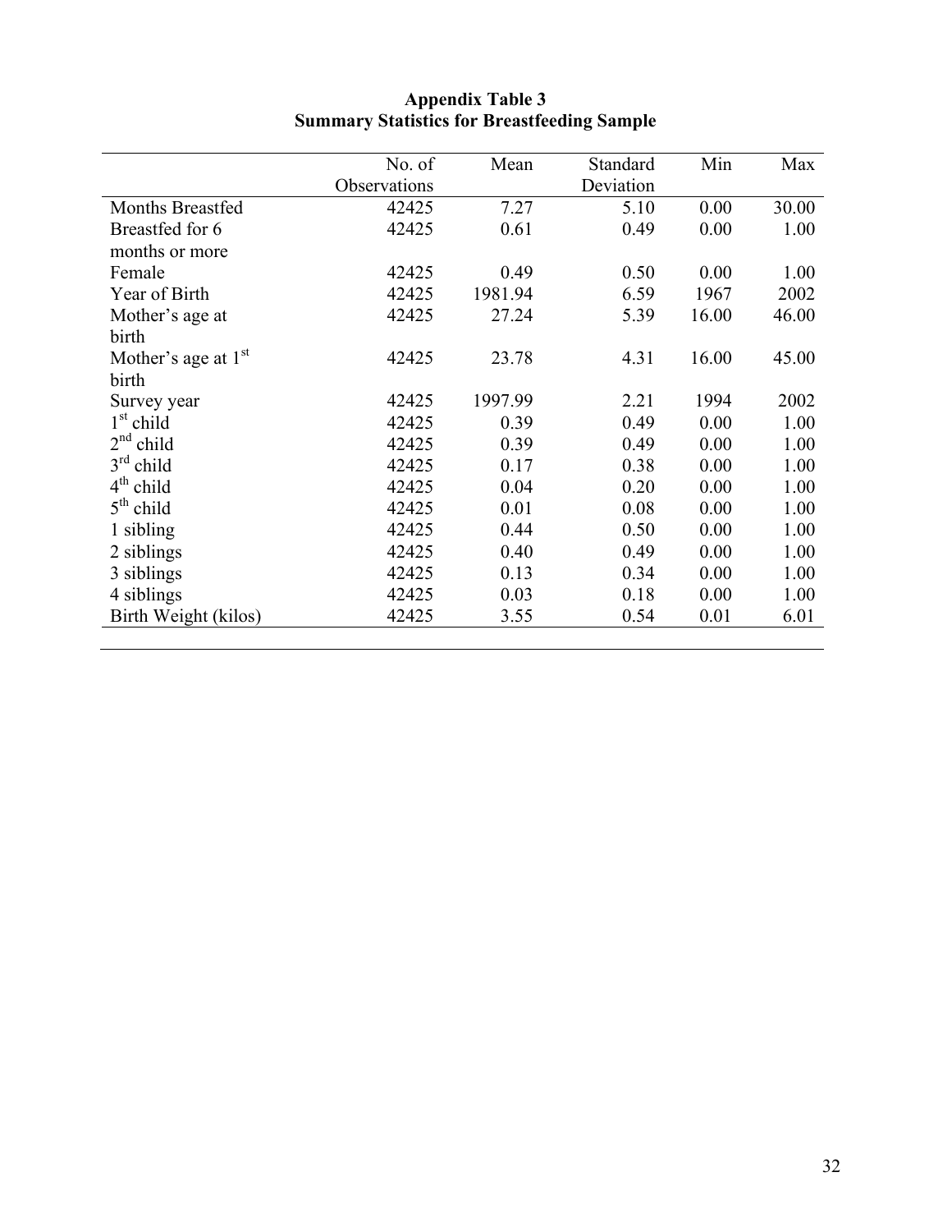**Appendix Table 3**
**Summary Statistics for Breastfeeding Sample**

| | No. of Observations | Mean | Standard Deviation | Min | Max |
|---|---|---|---|---|---|
| Months Breastfed | 42425 | 7.27 | 5.10 | 0.00 | 30.00 |
| Breastfed for 6 months or more | 42425 | 0.61 | 0.49 | 0.00 | 1.00 |
| Female | 42425 | 0.49 | 0.50 | 0.00 | 1.00 |
| Year of Birth | 42425 | 1981.94 | 6.59 | 1967 | 2002 |
| Mother's age at birth | 42425 | 27.24 | 5.39 | 16.00 | 46.00 |
| Mother's age at 1st birth | 42425 | 23.78 | 4.31 | 16.00 | 45.00 |
| Survey year | 42425 | 1997.99 | 2.21 | 1994 | 2002 |
| 1st child | 42425 | 0.39 | 0.49 | 0.00 | 1.00 |
| 2nd child | 42425 | 0.39 | 0.49 | 0.00 | 1.00 |
| 3rd child | 42425 | 0.17 | 0.38 | 0.00 | 1.00 |
| 4th child | 42425 | 0.04 | 0.20 | 0.00 | 1.00 |
| 5th child | 42425 | 0.01 | 0.08 | 0.00 | 1.00 |
| 1 sibling | 42425 | 0.44 | 0.50 | 0.00 | 1.00 |
| 2 siblings | 42425 | 0.40 | 0.49 | 0.00 | 1.00 |
| 3 siblings | 42425 | 0.13 | 0.34 | 0.00 | 1.00 |
| 4 siblings | 42425 | 0.03 | 0.18 | 0.00 | 1.00 |
| Birth Weight (kilos) | 42425 | 3.55 | 0.54 | 0.01 | 6.01 |